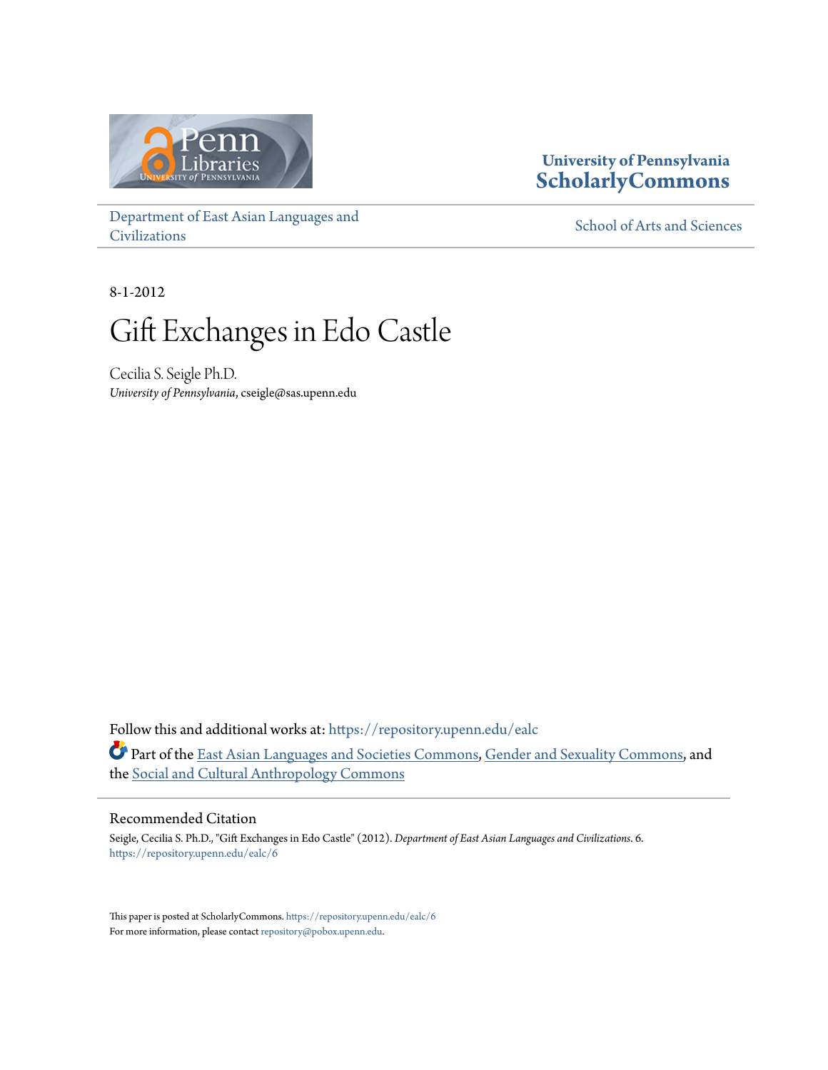University of Pennsylvania
**ScholarlyCommons**

Department of East Asian Languages and Civilizations

School of Arts and Sciences

8-1-2012

# Gift Exchanges in Edo Castle

Cecilia S. Seigle Ph.D.
*University of Pennsylvania*, cseigle@sas.upenn.edu

Follow this and additional works at: https://repository.upenn.edu/ealc

Part of the East Asian Languages and Societies Commons, Gender and Sexuality Commons, and the Social and Cultural Anthropology Commons

## Recommended Citation

Seigle, Cecilia S. Ph.D., "Gift Exchanges in Edo Castle" (2012). *Department of East Asian Languages and Civilizations*. 6.
https://repository.upenn.edu/ealc/6

This paper is posted at ScholarlyCommons. https://repository.upenn.edu/ealc/6
For more information, please contact repository@pobox.upenn.edu.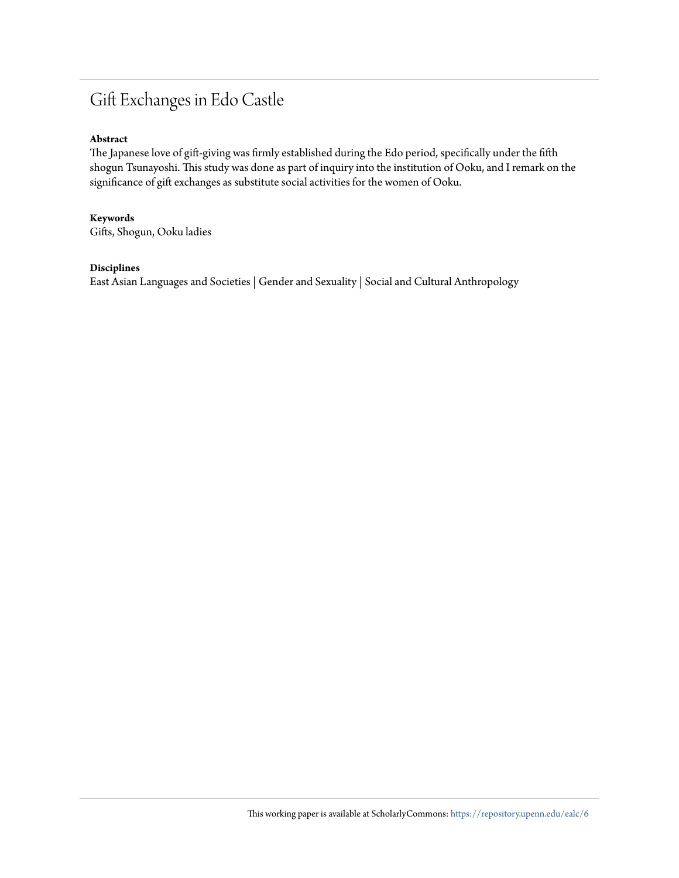# Gift Exchanges in Edo Castle

**Abstract**

The Japanese love of gift-giving was firmly established during the Edo period, specifically under the fifth shogun Tsunayoshi. This study was done as part of inquiry into the institution of Ooku, and I remark on the significance of gift exchanges as substitute social activities for the women of Ooku.

**Keywords**

Gifts, Shogun, Ooku ladies

**Disciplines**

East Asian Languages and Societies | Gender and Sexuality | Social and Cultural Anthropology

This working paper is available at ScholarlyCommons: https://repository.upenn.edu/ealc/6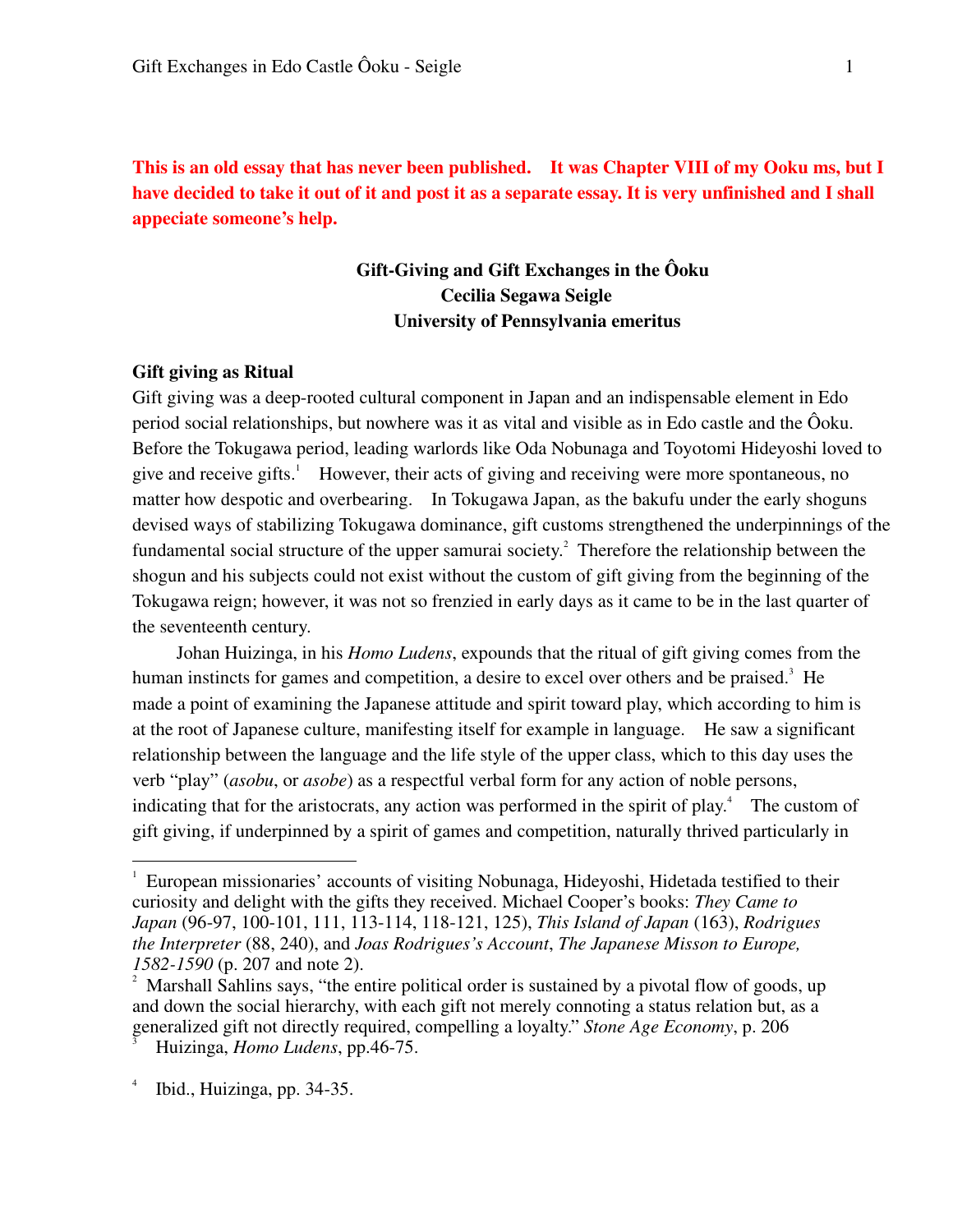**This is an old essay that has never been published. It was Chapter VIII of my Ooku ms, but I have decided to take it out of it and post it as a separate essay. It is very unfinished and I shall appeciate someone's help.**

**Gift-Giving and Gift Exchanges in the Ôoku**
**Cecilia Segawa Seigle**
**University of Pennsylvania emeritus**

**Gift giving as Ritual**

Gift giving was a deep-rooted cultural component in Japan and an indispensable element in Edo period social relationships, but nowhere was it as vital and visible as in Edo castle and the Ôoku. Before the Tokugawa period, leading warlords like Oda Nobunaga and Toyotomi Hideyoshi loved to give and receive gifts.[1] However, their acts of giving and receiving were more spontaneous, no matter how despotic and overbearing. In Tokugawa Japan, as the bakufu under the early shoguns devised ways of stabilizing Tokugawa dominance, gift customs strengthened the underpinnings of the fundamental social structure of the upper samurai society.[2] Therefore the relationship between the shogun and his subjects could not exist without the custom of gift giving from the beginning of the Tokugawa reign; however, it was not so frenzied in early days as it came to be in the last quarter of the seventeenth century.

Johan Huizinga, in his *Homo Ludens*, expounds that the ritual of gift giving comes from the human instincts for games and competition, a desire to excel over others and be praised.[3] He made a point of examining the Japanese attitude and spirit toward play, which according to him is at the root of Japanese culture, manifesting itself for example in language. He saw a significant relationship between the language and the life style of the upper class, which to this day uses the verb "play" (*asobu*, or *asobe*) as a respectful verbal form for any action of noble persons, indicating that for the aristocrats, any action was performed in the spirit of play.[4] The custom of gift giving, if underpinned by a spirit of games and competition, naturally thrived particularly in

---

[1] European missionaries' accounts of visiting Nobunaga, Hideyoshi, Hidetada testified to their curiosity and delight with the gifts they received. Michael Cooper's books: *They Came to Japan* (96-97, 100-101, 111, 113-114, 118-121, 125), *This Island of Japan* (163), *Rodrigues the Interpreter* (88, 240), and *Joas Rodrigues's Account*, *The Japanese Misson to Europe, 1582-1590* (p. 207 and note 2).

[2] Marshall Sahlins says, "the entire political order is sustained by a pivotal flow of goods, up and down the social hierarchy, with each gift not merely connoting a status relation but, as a generalized gift not directly required, compelling a loyalty." *Stone Age Economy*, p. 206

[3] Huizinga, *Homo Ludens*, pp.46-75.

[4] Ibid., Huizinga, pp. 34-35.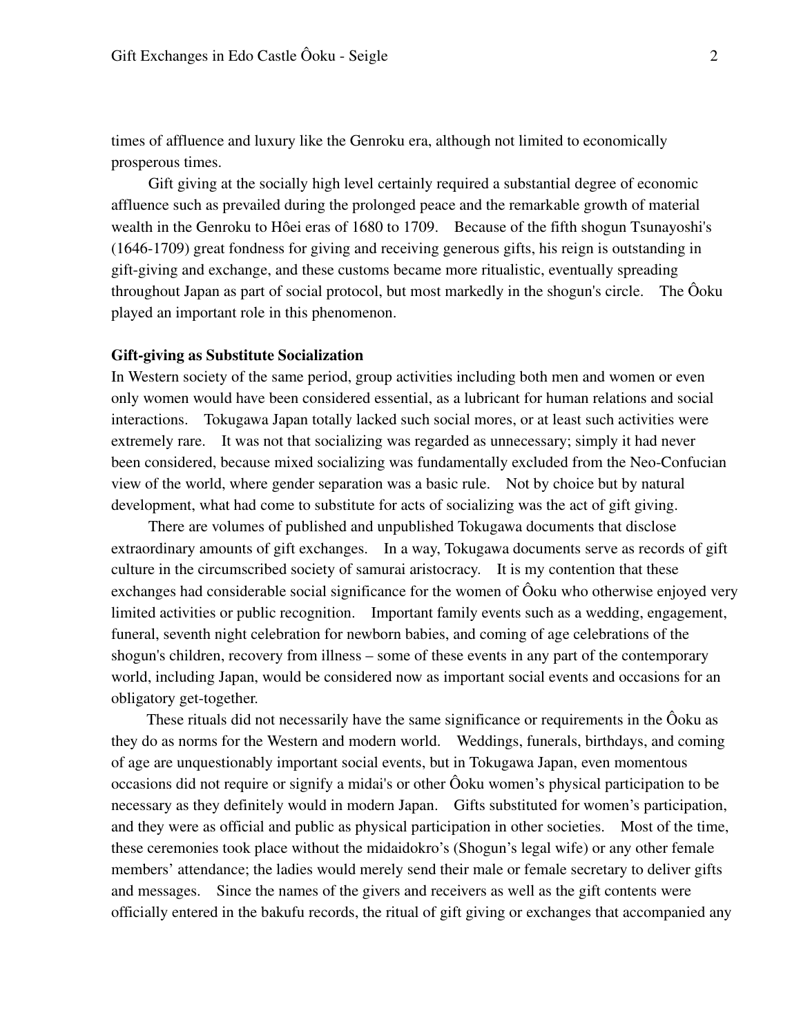times of affluence and luxury like the Genroku era, although not limited to economically prosperous times.

Gift giving at the socially high level certainly required a substantial degree of economic affluence such as prevailed during the prolonged peace and the remarkable growth of material wealth in the Genroku to Hôei eras of 1680 to 1709. Because of the fifth shogun Tsunayoshi's (1646-1709) great fondness for giving and receiving generous gifts, his reign is outstanding in gift-giving and exchange, and these customs became more ritualistic, eventually spreading throughout Japan as part of social protocol, but most markedly in the shogun's circle. The Ôoku played an important role in this phenomenon.

**Gift-giving as Substitute Socialization**

In Western society of the same period, group activities including both men and women or even only women would have been considered essential, as a lubricant for human relations and social interactions. Tokugawa Japan totally lacked such social mores, or at least such activities were extremely rare. It was not that socializing was regarded as unnecessary; simply it had never been considered, because mixed socializing was fundamentally excluded from the Neo-Confucian view of the world, where gender separation was a basic rule. Not by choice but by natural development, what had come to substitute for acts of socializing was the act of gift giving.

There are volumes of published and unpublished Tokugawa documents that disclose extraordinary amounts of gift exchanges. In a way, Tokugawa documents serve as records of gift culture in the circumscribed society of samurai aristocracy. It is my contention that these exchanges had considerable social significance for the women of Ôoku who otherwise enjoyed very limited activities or public recognition. Important family events such as a wedding, engagement, funeral, seventh night celebration for newborn babies, and coming of age celebrations of the shogun's children, recovery from illness – some of these events in any part of the contemporary world, including Japan, would be considered now as important social events and occasions for an obligatory get-together.

These rituals did not necessarily have the same significance or requirements in the Ôoku as they do as norms for the Western and modern world. Weddings, funerals, birthdays, and coming of age are unquestionably important social events, but in Tokugawa Japan, even momentous occasions did not require or signify a midai's or other Ôoku women's physical participation to be necessary as they definitely would in modern Japan. Gifts substituted for women's participation, and they were as official and public as physical participation in other societies. Most of the time, these ceremonies took place without the midaidokro's (Shogun's legal wife) or any other female members' attendance; the ladies would merely send their male or female secretary to deliver gifts and messages. Since the names of the givers and receivers as well as the gift contents were officially entered in the bakufu records, the ritual of gift giving or exchanges that accompanied any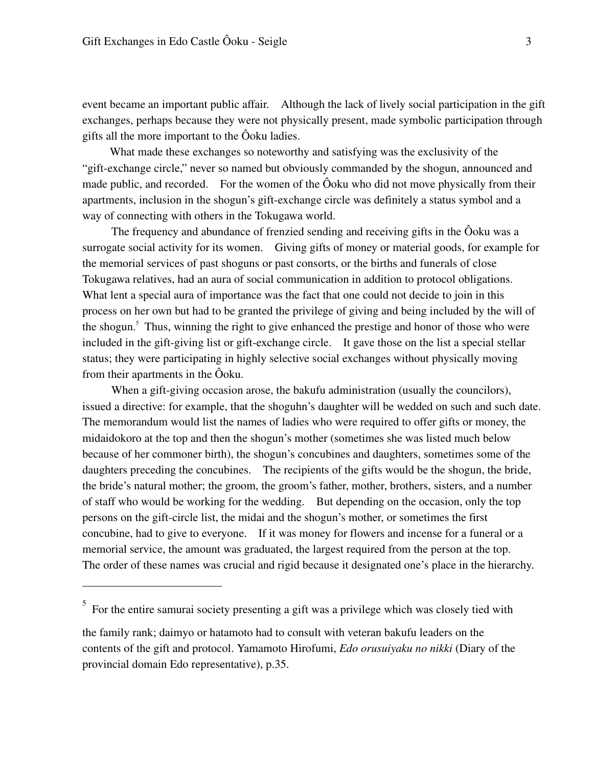event became an important public affair. Although the lack of lively social participation in the gift exchanges, perhaps because they were not physically present, made symbolic participation through gifts all the more important to the Ôoku ladies.

What made these exchanges so noteworthy and satisfying was the exclusivity of the "gift-exchange circle," never so named but obviously commanded by the shogun, announced and made public, and recorded. For the women of the Ôoku who did not move physically from their apartments, inclusion in the shogun's gift-exchange circle was definitely a status symbol and a way of connecting with others in the Tokugawa world.

The frequency and abundance of frenzied sending and receiving gifts in the Ôoku was a surrogate social activity for its women. Giving gifts of money or material goods, for example for the memorial services of past shoguns or past consorts, or the births and funerals of close Tokugawa relatives, had an aura of social communication in addition to protocol obligations. What lent a special aura of importance was the fact that one could not decide to join in this process on her own but had to be granted the privilege of giving and being included by the will of the shogun.[5] Thus, winning the right to give enhanced the prestige and honor of those who were included in the gift-giving list or gift-exchange circle. It gave those on the list a special stellar status; they were participating in highly selective social exchanges without physically moving from their apartments in the Ôoku.

When a gift-giving occasion arose, the bakufu administration (usually the councilors), issued a directive: for example, that the shoguhn's daughter will be wedded on such and such date. The memorandum would list the names of ladies who were required to offer gifts or money, the midaidokoro at the top and then the shogun's mother (sometimes she was listed much below because of her commoner birth), the shogun's concubines and daughters, sometimes some of the daughters preceding the concubines. The recipients of the gifts would be the shogun, the bride, the bride's natural mother; the groom, the groom's father, mother, brothers, sisters, and a number of staff who would be working for the wedding. But depending on the occasion, only the top persons on the gift-circle list, the midai and the shogun's mother, or sometimes the first concubine, had to give to everyone. If it was money for flowers and incense for a funeral or a memorial service, the amount was graduated, the largest required from the person at the top. The order of these names was crucial and rigid because it designated one's place in the hierarchy.

---

[5] For the entire samurai society presenting a gift was a privilege which was closely tied with the family rank; daimyo or hatamoto had to consult with veteran bakufu leaders on the contents of the gift and protocol. Yamamoto Hirofumi, *Edo orusuiyaku no nikki* (Diary of the provincial domain Edo representative), p.35.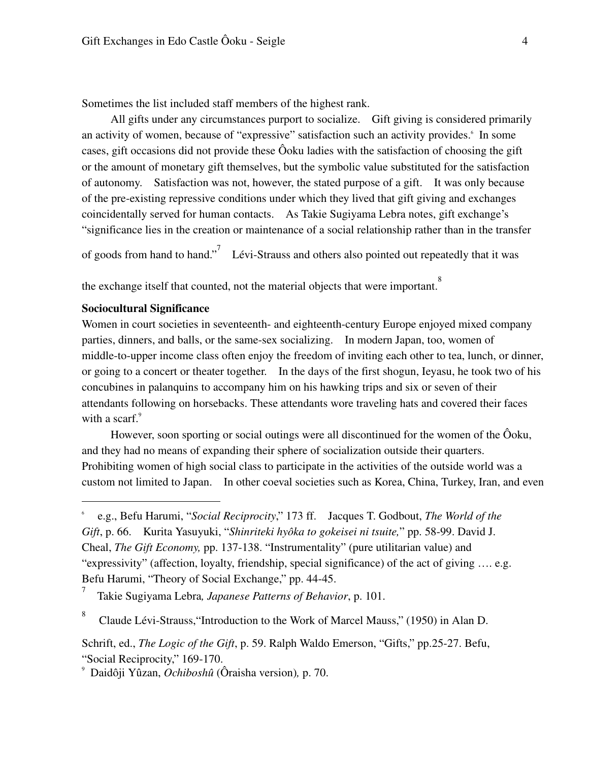Sometimes the list included staff members of the highest rank.

All gifts under any circumstances purport to socialize. Gift giving is considered primarily an activity of women, because of "expressive" satisfaction such an activity provides.[6] In some cases, gift occasions did not provide these Ôoku ladies with the satisfaction of choosing the gift or the amount of monetary gift themselves, but the symbolic value substituted for the satisfaction of autonomy. Satisfaction was not, however, the stated purpose of a gift. It was only because of the pre-existing repressive conditions under which they lived that gift giving and exchanges coincidentally served for human contacts. As Takie Sugiyama Lebra notes, gift exchange's "significance lies in the creation or maintenance of a social relationship rather than in the transfer of goods from hand to hand."[7] Lévi-Strauss and others also pointed out repeatedly that it was the exchange itself that counted, not the material objects that were important.[8]

**Sociocultural Significance**

Women in court societies in seventeenth- and eighteenth-century Europe enjoyed mixed company parties, dinners, and balls, or the same-sex socializing. In modern Japan, too, women of middle-to-upper income class often enjoy the freedom of inviting each other to tea, lunch, or dinner, or going to a concert or theater together. In the days of the first shogun, Ieyasu, he took two of his concubines in palanquins to accompany him on his hawking trips and six or seven of their attendants following on horsebacks. These attendants wore traveling hats and covered their faces with a scarf.[9]

However, soon sporting or social outings were all discontinued for the women of the Ôoku, and they had no means of expanding their sphere of socialization outside their quarters. Prohibiting women of high social class to participate in the activities of the outside world was a custom not limited to Japan. In other coeval societies such as Korea, China, Turkey, Iran, and even

---

[6] e.g., Befu Harumi, "*Social Reciprocity*," 173 ff. Jacques T. Godbout, *The World of the Gift*, p. 66. Kurita Yasuyuki, "*Shinriteki hyôka to gokeisei ni tsuite,*" pp. 58-99. David J. Cheal, *The Gift Economy,* pp. 137-138. "Instrumentality" (pure utilitarian value) and "expressivity" (affection, loyalty, friendship, special significance) of the act of giving …. e.g. Befu Harumi, "Theory of Social Exchange," pp. 44-45.

[7] Takie Sugiyama Lebra*, Japanese Patterns of Behavior*, p. 101.

[8] Claude Lévi-Strauss,"Introduction to the Work of Marcel Mauss," (1950) in Alan D. Schrift, ed., *The Logic of the Gift*, p. 59. Ralph Waldo Emerson, "Gifts," pp.25-27. Befu, "Social Reciprocity," 169-170.

[9] Daidôji Yûzan, *Ochiboshû* (Ôraisha version)*,* p. 70.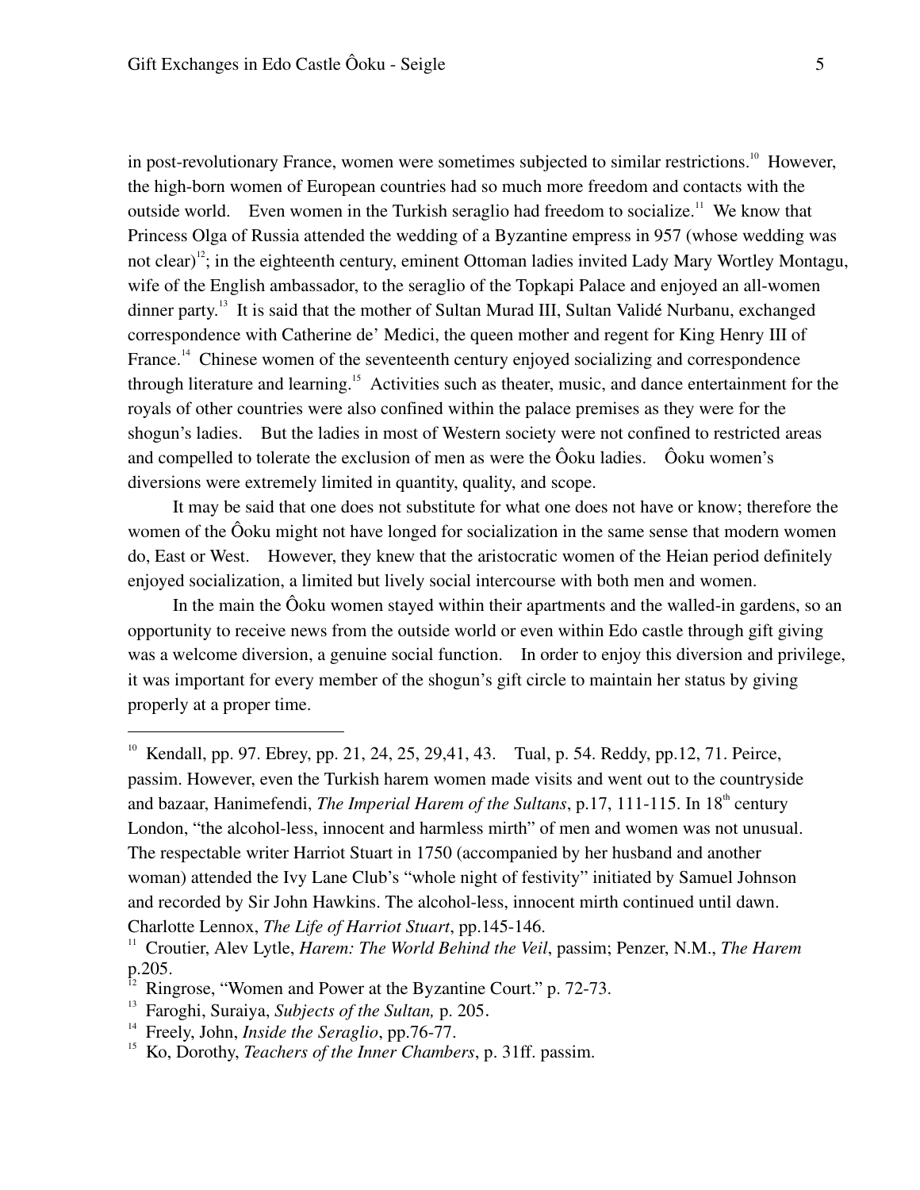in post-revolutionary France, women were sometimes subjected to similar restrictions.[10] However, the high-born women of European countries had so much more freedom and contacts with the outside world. Even women in the Turkish seraglio had freedom to socialize.[11] We know that Princess Olga of Russia attended the wedding of a Byzantine empress in 957 (whose wedding was not clear)[12]; in the eighteenth century, eminent Ottoman ladies invited Lady Mary Wortley Montagu, wife of the English ambassador, to the seraglio of the Topkapi Palace and enjoyed an all-women dinner party.[13] It is said that the mother of Sultan Murad III, Sultan Validé Nurbanu, exchanged correspondence with Catherine de' Medici, the queen mother and regent for King Henry III of France.[14] Chinese women of the seventeenth century enjoyed socializing and correspondence through literature and learning.[15] Activities such as theater, music, and dance entertainment for the royals of other countries were also confined within the palace premises as they were for the shogun's ladies. But the ladies in most of Western society were not confined to restricted areas and compelled to tolerate the exclusion of men as were the Ôoku ladies. Ôoku women's diversions were extremely limited in quantity, quality, and scope.

It may be said that one does not substitute for what one does not have or know; therefore the women of the Ôoku might not have longed for socialization in the same sense that modern women do, East or West. However, they knew that the aristocratic women of the Heian period definitely enjoyed socialization, a limited but lively social intercourse with both men and women.

In the main the Ôoku women stayed within their apartments and the walled-in gardens, so an opportunity to receive news from the outside world or even within Edo castle through gift giving was a welcome diversion, a genuine social function. In order to enjoy this diversion and privilege, it was important for every member of the shogun's gift circle to maintain her status by giving properly at a proper time.

---

[10] Kendall, pp. 97. Ebrey, pp. 21, 24, 25, 29,41, 43. Tual, p. 54. Reddy, pp.12, 71. Peirce, passim. However, even the Turkish harem women made visits and went out to the countryside and bazaar, Hanimefendi, *The Imperial Harem of the Sultans*, p.17, 111-115. In 18th century London, "the alcohol-less, innocent and harmless mirth" of men and women was not unusual. The respectable writer Harriot Stuart in 1750 (accompanied by her husband and another woman) attended the Ivy Lane Club's "whole night of festivity" initiated by Samuel Johnson and recorded by Sir John Hawkins. The alcohol-less, innocent mirth continued until dawn. Charlotte Lennox, *The Life of Harriot Stuart*, pp.145-146.

[11] Croutier, Alev Lytle, *Harem: The World Behind the Veil*, passim; Penzer, N.M., *The Harem* p.205.

[12] Ringrose, "Women and Power at the Byzantine Court." p. 72-73.

[13] Faroghi, Suraiya, *Subjects of the Sultan,* p. 205.

[14] Freely, John, *Inside the Seraglio*, pp.76-77.

[15] Ko, Dorothy, *Teachers of the Inner Chambers*, p. 31ff. passim.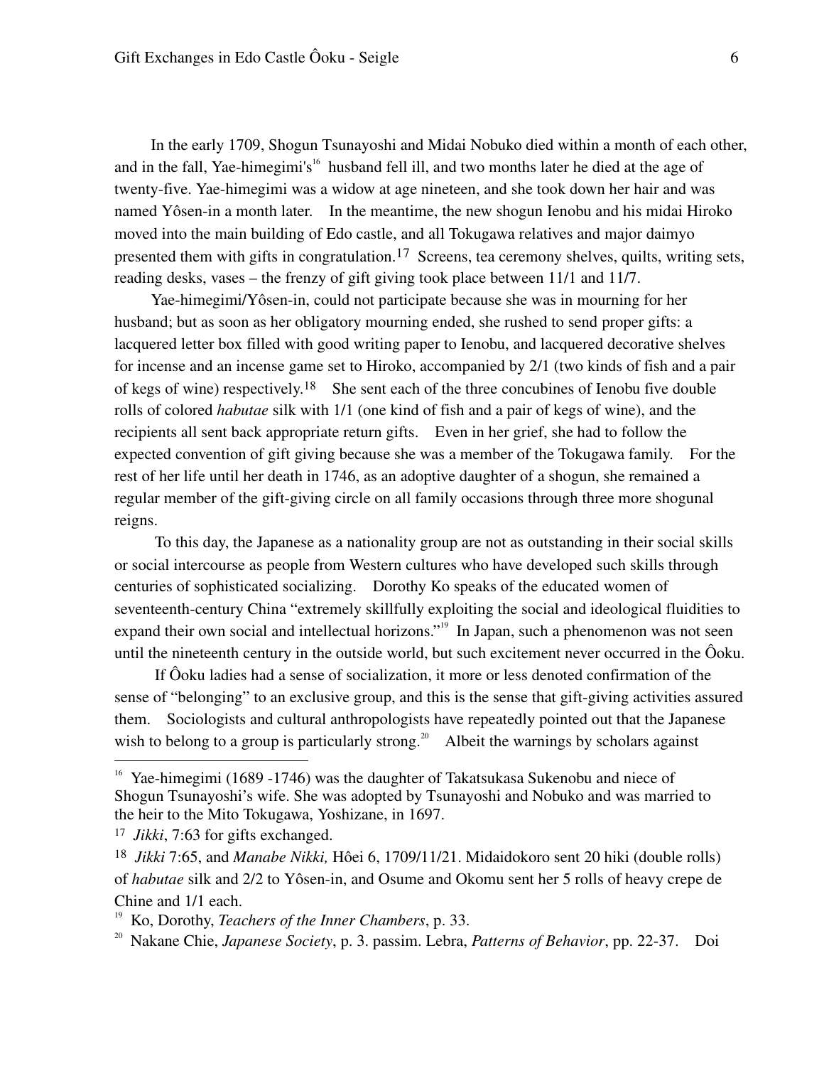In the early 1709, Shogun Tsunayoshi and Midai Nobuko died within a month of each other, and in the fall, Yae-himegimi's[16] husband fell ill, and two months later he died at the age of twenty-five. Yae-himegimi was a widow at age nineteen, and she took down her hair and was named Yôsen-in a month later. In the meantime, the new shogun Ienobu and his midai Hiroko moved into the main building of Edo castle, and all Tokugawa relatives and major daimyo presented them with gifts in congratulation.[17] Screens, tea ceremony shelves, quilts, writing sets, reading desks, vases – the frenzy of gift giving took place between 11/1 and 11/7.

Yae-himegimi/Yôsen-in, could not participate because she was in mourning for her husband; but as soon as her obligatory mourning ended, she rushed to send proper gifts: a lacquered letter box filled with good writing paper to Ienobu, and lacquered decorative shelves for incense and an incense game set to Hiroko, accompanied by 2/1 (two kinds of fish and a pair of kegs of wine) respectively.[18] She sent each of the three concubines of Ienobu five double rolls of colored *habutae* silk with 1/1 (one kind of fish and a pair of kegs of wine), and the recipients all sent back appropriate return gifts. Even in her grief, she had to follow the expected convention of gift giving because she was a member of the Tokugawa family. For the rest of her life until her death in 1746, as an adoptive daughter of a shogun, she remained a regular member of the gift-giving circle on all family occasions through three more shogunal reigns.

To this day, the Japanese as a nationality group are not as outstanding in their social skills or social intercourse as people from Western cultures who have developed such skills through centuries of sophisticated socializing. Dorothy Ko speaks of the educated women of seventeenth-century China "extremely skillfully exploiting the social and ideological fluidities to expand their own social and intellectual horizons."[19] In Japan, such a phenomenon was not seen until the nineteenth century in the outside world, but such excitement never occurred in the Ôoku.

If Ôoku ladies had a sense of socialization, it more or less denoted confirmation of the sense of "belonging" to an exclusive group, and this is the sense that gift-giving activities assured them. Sociologists and cultural anthropologists have repeatedly pointed out that the Japanese wish to belong to a group is particularly strong.[20] Albeit the warnings by scholars against

---

[16] Yae-himegimi (1689 -1746) was the daughter of Takatsukasa Sukenobu and niece of Shogun Tsunayoshi's wife. She was adopted by Tsunayoshi and Nobuko and was married to the heir to the Mito Tokugawa, Yoshizane, in 1697.

[17] *Jikki*, 7:63 for gifts exchanged.

[18] *Jikki* 7:65, and *Manabe Nikki,* Hôei 6, 1709/11/21. Midaidokoro sent 20 hiki (double rolls) of *habutae* silk and 2/2 to Yôsen-in, and Osume and Okomu sent her 5 rolls of heavy crepe de Chine and 1/1 each.

[19] Ko, Dorothy, *Teachers of the Inner Chambers*, p. 33.

[20] Nakane Chie, *Japanese Society*, p. 3. passim. Lebra, *Patterns of Behavior*, pp. 22-37. Doi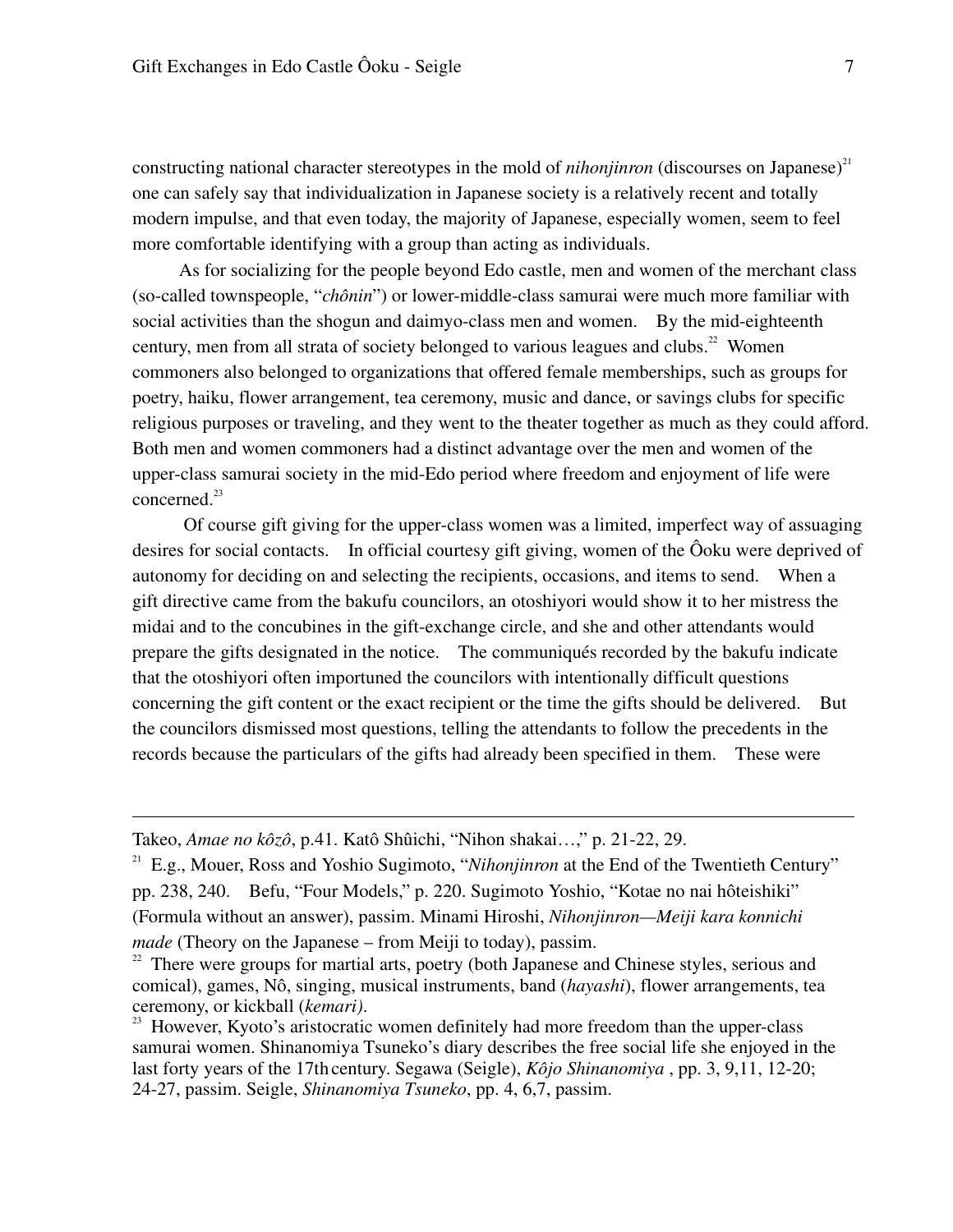constructing national character stereotypes in the mold of *nihonjinron* (discourses on Japanese)[21] one can safely say that individualization in Japanese society is a relatively recent and totally modern impulse, and that even today, the majority of Japanese, especially women, seem to feel more comfortable identifying with a group than acting as individuals.

As for socializing for the people beyond Edo castle, men and women of the merchant class (so-called townspeople, "*chônin*") or lower-middle-class samurai were much more familiar with social activities than the shogun and daimyo-class men and women. By the mid-eighteenth century, men from all strata of society belonged to various leagues and clubs.[22] Women commoners also belonged to organizations that offered female memberships, such as groups for poetry, haiku, flower arrangement, tea ceremony, music and dance, or savings clubs for specific religious purposes or traveling, and they went to the theater together as much as they could afford. Both men and women commoners had a distinct advantage over the men and women of the upper-class samurai society in the mid-Edo period where freedom and enjoyment of life were concerned.[23]

Of course gift giving for the upper-class women was a limited, imperfect way of assuaging desires for social contacts. In official courtesy gift giving, women of the Ôoku were deprived of autonomy for deciding on and selecting the recipients, occasions, and items to send. When a gift directive came from the bakufu councilors, an otoshiyori would show it to her mistress the midai and to the concubines in the gift-exchange circle, and she and other attendants would prepare the gifts designated in the notice. The communiqués recorded by the bakufu indicate that the otoshiyori often importuned the councilors with intentionally difficult questions concerning the gift content or the exact recipient or the time the gifts should be delivered. But the councilors dismissed most questions, telling the attendants to follow the precedents in the records because the particulars of the gifts had already been specified in them. These were

---

Takeo, *Amae no kôzô*, p.41. Katô Shûichi, "Nihon shakai…," p. 21-22, 29.

[21] E.g., Mouer, Ross and Yoshio Sugimoto, "*Nihonjinron* at the End of the Twentieth Century" pp. 238, 240. Befu, "Four Models," p. 220. Sugimoto Yoshio, "Kotae no nai hôteishiki" (Formula without an answer), passim. Minami Hiroshi, *Nihonjinron—Meiji kara konnichi made* (Theory on the Japanese – from Meiji to today), passim.

[22] There were groups for martial arts, poetry (both Japanese and Chinese styles, serious and comical), games, Nô, singing, musical instruments, band (*hayashi*), flower arrangements, tea ceremony, or kickball (*kemari)*.

[23] However, Kyoto's aristocratic women definitely had more freedom than the upper-class samurai women. Shinanomiya Tsuneko's diary describes the free social life she enjoyed in the last forty years of the 17th century. Segawa (Seigle), *Kôjo Shinanomiya* , pp. 3, 9,11, 12-20; 24-27, passim. Seigle, *Shinanomiya Tsuneko*, pp. 4, 6,7, passim.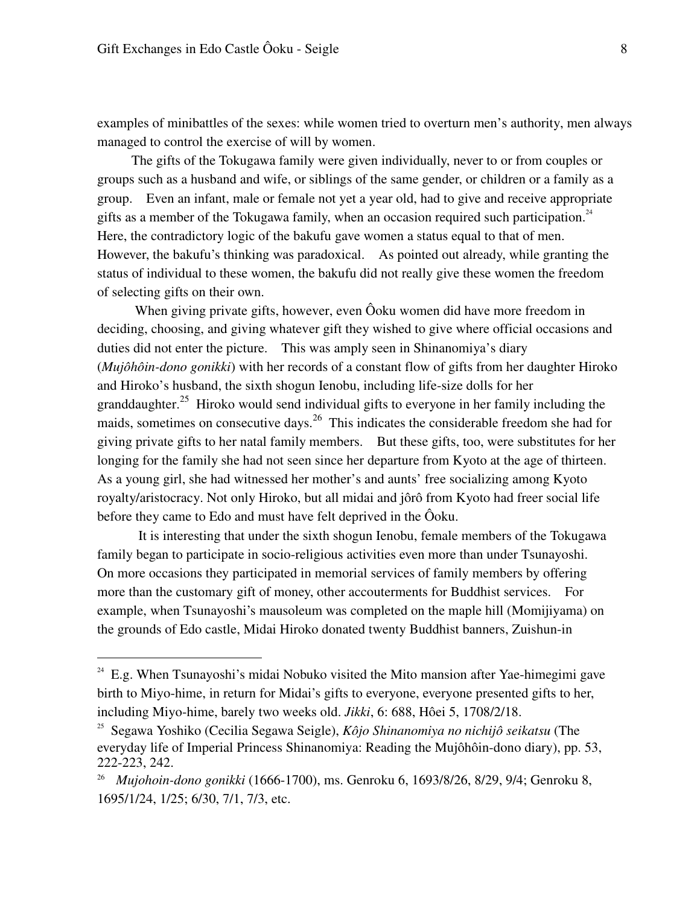examples of minibattles of the sexes: while women tried to overturn men's authority, men always managed to control the exercise of will by women.

The gifts of the Tokugawa family were given individually, never to or from couples or groups such as a husband and wife, or siblings of the same gender, or children or a family as a group. Even an infant, male or female not yet a year old, had to give and receive appropriate gifts as a member of the Tokugawa family, when an occasion required such participation.[24] Here, the contradictory logic of the bakufu gave women a status equal to that of men. However, the bakufu's thinking was paradoxical. As pointed out already, while granting the status of individual to these women, the bakufu did not really give these women the freedom of selecting gifts on their own.

When giving private gifts, however, even Ôoku women did have more freedom in deciding, choosing, and giving whatever gift they wished to give where official occasions and duties did not enter the picture. This was amply seen in Shinanomiya's diary (*Mujôhôin-dono gonikki*) with her records of a constant flow of gifts from her daughter Hiroko and Hiroko's husband, the sixth shogun Ienobu, including life-size dolls for her granddaughter.[25] Hiroko would send individual gifts to everyone in her family including the maids, sometimes on consecutive days.[26] This indicates the considerable freedom she had for giving private gifts to her natal family members. But these gifts, too, were substitutes for her longing for the family she had not seen since her departure from Kyoto at the age of thirteen. As a young girl, she had witnessed her mother's and aunts' free socializing among Kyoto royalty/aristocracy. Not only Hiroko, but all midai and jôrô from Kyoto had freer social life before they came to Edo and must have felt deprived in the Ôoku.

It is interesting that under the sixth shogun Ienobu, female members of the Tokugawa family began to participate in socio-religious activities even more than under Tsunayoshi. On more occasions they participated in memorial services of family members by offering more than the customary gift of money, other accouterments for Buddhist services. For example, when Tsunayoshi's mausoleum was completed on the maple hill (Momijiyama) on the grounds of Edo castle, Midai Hiroko donated twenty Buddhist banners, Zuishun-in

---

[24] E.g. When Tsunayoshi's midai Nobuko visited the Mito mansion after Yae-himegimi gave birth to Miyo-hime, in return for Midai's gifts to everyone, everyone presented gifts to her, including Miyo-hime, barely two weeks old. *Jikki*, 6: 688, Hôei 5, 1708/2/18.

[25] Segawa Yoshiko (Cecilia Segawa Seigle), *Kôjo Shinanomiya no nichijô seikatsu* (The everyday life of Imperial Princess Shinanomiya: Reading the Mujôhôin-dono diary), pp. 53, 222-223, 242.

[26] *Mujohoin-dono gonikki* (1666-1700), ms. Genroku 6, 1693/8/26, 8/29, 9/4; Genroku 8, 1695/1/24, 1/25; 6/30, 7/1, 7/3, etc.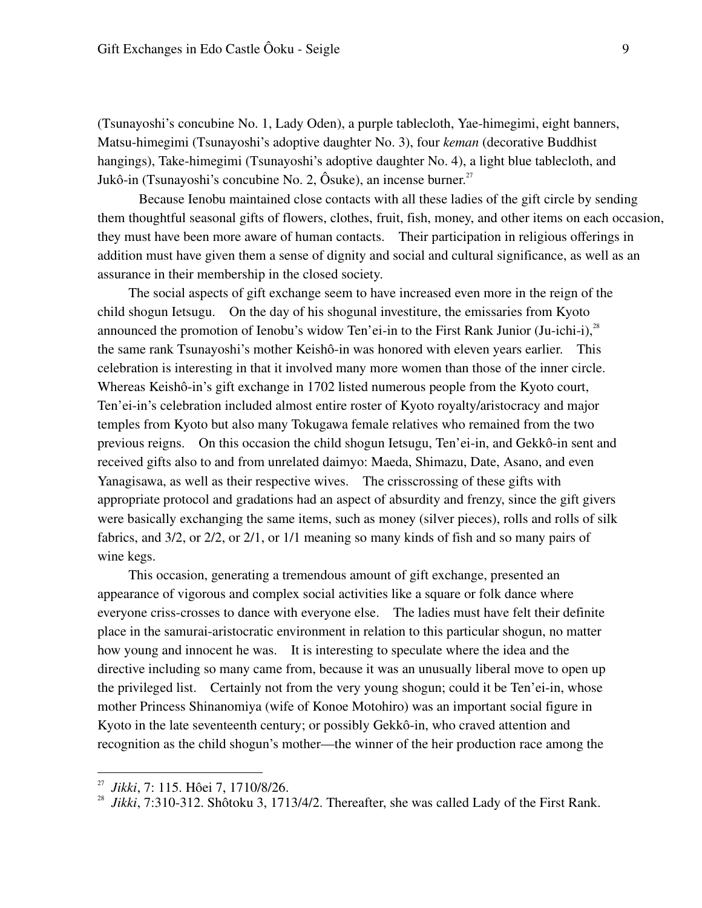(Tsunayoshi's concubine No. 1, Lady Oden), a purple tablecloth, Yae-himegimi, eight banners, Matsu-himegimi (Tsunayoshi's adoptive daughter No. 3), four *keman* (decorative Buddhist hangings), Take-himegimi (Tsunayoshi's adoptive daughter No. 4), a light blue tablecloth, and Jukô-in (Tsunayoshi's concubine No. 2, Ôsuke), an incense burner.[27]

Because Ienobu maintained close contacts with all these ladies of the gift circle by sending them thoughtful seasonal gifts of flowers, clothes, fruit, fish, money, and other items on each occasion, they must have been more aware of human contacts. Their participation in religious offerings in addition must have given them a sense of dignity and social and cultural significance, as well as an assurance in their membership in the closed society.

The social aspects of gift exchange seem to have increased even more in the reign of the child shogun Ietsugu. On the day of his shogunal investiture, the emissaries from Kyoto announced the promotion of Ienobu's widow Ten'ei-in to the First Rank Junior (Ju-ichi-i),[28] the same rank Tsunayoshi's mother Keishô-in was honored with eleven years earlier. This celebration is interesting in that it involved many more women than those of the inner circle. Whereas Keishô-in's gift exchange in 1702 listed numerous people from the Kyoto court, Ten'ei-in's celebration included almost entire roster of Kyoto royalty/aristocracy and major temples from Kyoto but also many Tokugawa female relatives who remained from the two previous reigns. On this occasion the child shogun Ietsugu, Ten'ei-in, and Gekkô-in sent and received gifts also to and from unrelated daimyo: Maeda, Shimazu, Date, Asano, and even Yanagisawa, as well as their respective wives. The crisscrossing of these gifts with appropriate protocol and gradations had an aspect of absurdity and frenzy, since the gift givers were basically exchanging the same items, such as money (silver pieces), rolls and rolls of silk fabrics, and 3/2, or 2/2, or 2/1, or 1/1 meaning so many kinds of fish and so many pairs of wine kegs.

This occasion, generating a tremendous amount of gift exchange, presented an appearance of vigorous and complex social activities like a square or folk dance where everyone criss-crosses to dance with everyone else. The ladies must have felt their definite place in the samurai-aristocratic environment in relation to this particular shogun, no matter how young and innocent he was. It is interesting to speculate where the idea and the directive including so many came from, because it was an unusually liberal move to open up the privileged list. Certainly not from the very young shogun; could it be Ten'ei-in, whose mother Princess Shinanomiya (wife of Konoe Motohiro) was an important social figure in Kyoto in the late seventeenth century; or possibly Gekkô-in, who craved attention and recognition as the child shogun's mother—the winner of the heir production race among the

[27] *Jikki*, 7: 115. Hôei 7, 1710/8/26.

[28] *Jikki*, 7:310-312. Shôtoku 3, 1713/4/2. Thereafter, she was called Lady of the First Rank.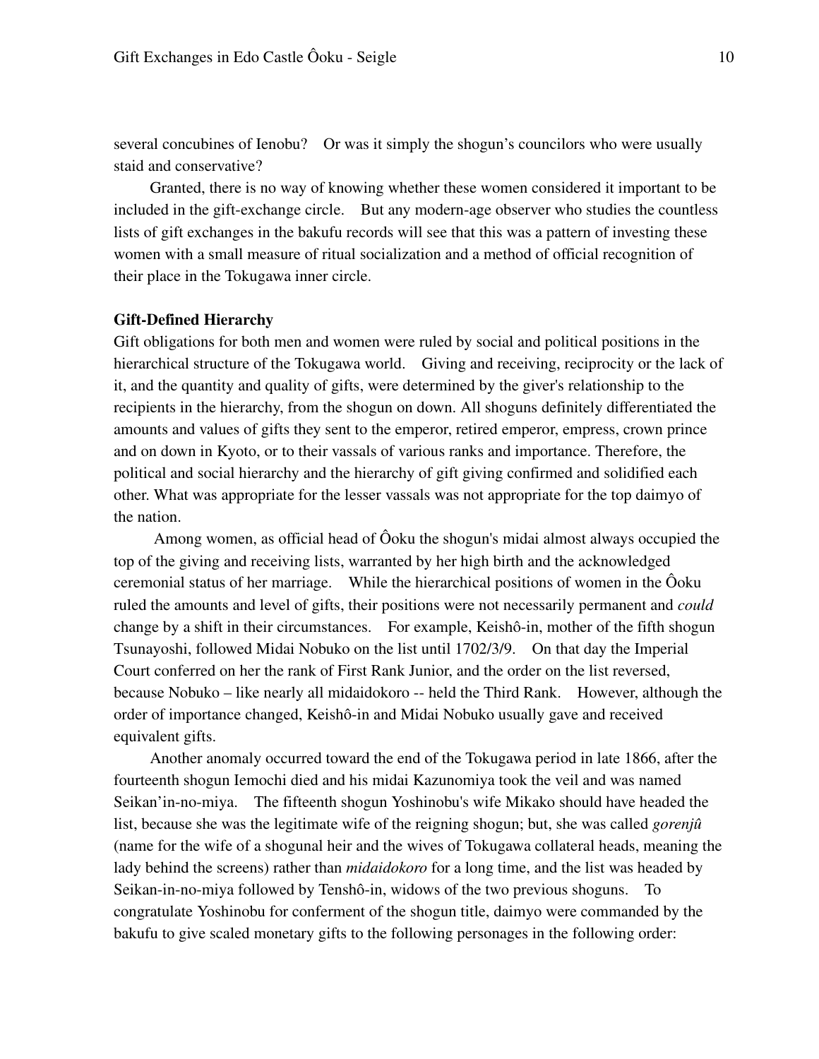several concubines of Ienobu? Or was it simply the shogun's councilors who were usually staid and conservative?

Granted, there is no way of knowing whether these women considered it important to be included in the gift-exchange circle. But any modern-age observer who studies the countless lists of gift exchanges in the bakufu records will see that this was a pattern of investing these women with a small measure of ritual socialization and a method of official recognition of their place in the Tokugawa inner circle.

**Gift-Defined Hierarchy**

Gift obligations for both men and women were ruled by social and political positions in the hierarchical structure of the Tokugawa world. Giving and receiving, reciprocity or the lack of it, and the quantity and quality of gifts, were determined by the giver's relationship to the recipients in the hierarchy, from the shogun on down. All shoguns definitely differentiated the amounts and values of gifts they sent to the emperor, retired emperor, empress, crown prince and on down in Kyoto, or to their vassals of various ranks and importance. Therefore, the political and social hierarchy and the hierarchy of gift giving confirmed and solidified each other. What was appropriate for the lesser vassals was not appropriate for the top daimyo of the nation.

Among women, as official head of Ôoku the shogun's midai almost always occupied the top of the giving and receiving lists, warranted by her high birth and the acknowledged ceremonial status of her marriage. While the hierarchical positions of women in the Ôoku ruled the amounts and level of gifts, their positions were not necessarily permanent and *could* change by a shift in their circumstances. For example, Keishô-in, mother of the fifth shogun Tsunayoshi, followed Midai Nobuko on the list until 1702/3/9. On that day the Imperial Court conferred on her the rank of First Rank Junior, and the order on the list reversed, because Nobuko – like nearly all midaidokoro -- held the Third Rank. However, although the order of importance changed, Keishô-in and Midai Nobuko usually gave and received equivalent gifts.

Another anomaly occurred toward the end of the Tokugawa period in late 1866, after the fourteenth shogun Iemochi died and his midai Kazunomiya took the veil and was named Seikan'in-no-miya. The fifteenth shogun Yoshinobu's wife Mikako should have headed the list, because she was the legitimate wife of the reigning shogun; but, she was called *gorenjû* (name for the wife of a shogunal heir and the wives of Tokugawa collateral heads, meaning the lady behind the screens) rather than *midaidokoro* for a long time, and the list was headed by Seikan-in-no-miya followed by Tenshô-in, widows of the two previous shoguns. To congratulate Yoshinobu for conferment of the shogun title, daimyo were commanded by the bakufu to give scaled monetary gifts to the following personages in the following order: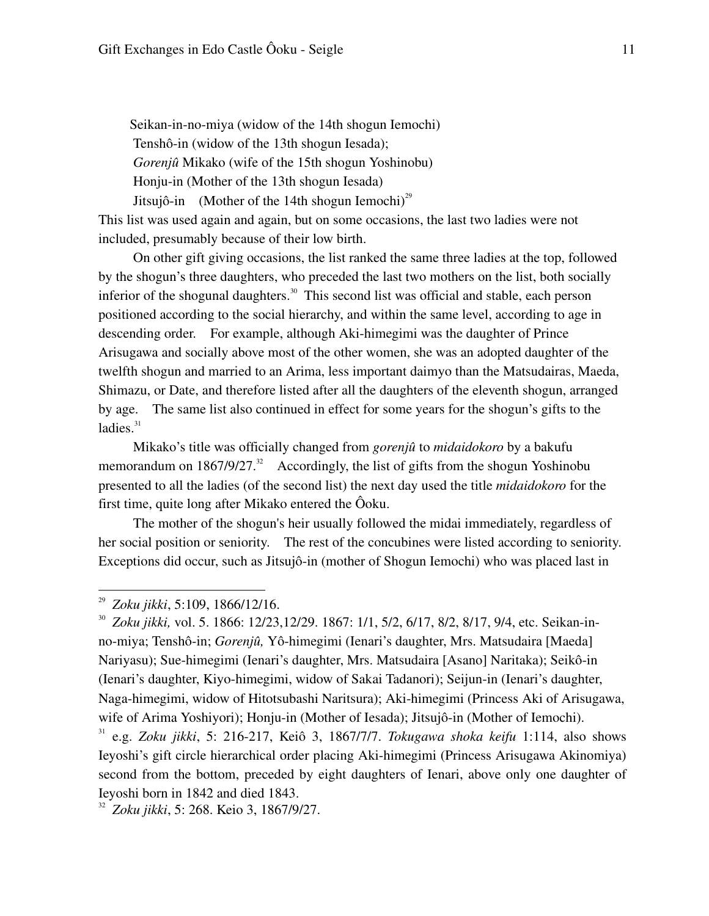Seikan-in-no-miya (widow of the 14th shogun Iemochi)
Tenshô-in (widow of the 13th shogun Iesada);
*Gorenjû* Mikako (wife of the 15th shogun Yoshinobu)
Honju-in (Mother of the 13th shogun Iesada)
Jitsujô-in (Mother of the 14th shogun Iemochi)[29]

This list was used again and again, but on some occasions, the last two ladies were not included, presumably because of their low birth.

On other gift giving occasions, the list ranked the same three ladies at the top, followed by the shogun's three daughters, who preceded the last two mothers on the list, both socially inferior of the shogunal daughters.[30] This second list was official and stable, each person positioned according to the social hierarchy, and within the same level, according to age in descending order. For example, although Aki-himegimi was the daughter of Prince Arisugawa and socially above most of the other women, she was an adopted daughter of the twelfth shogun and married to an Arima, less important daimyo than the Matsudairas, Maeda, Shimazu, or Date, and therefore listed after all the daughters of the eleventh shogun, arranged by age. The same list also continued in effect for some years for the shogun's gifts to the ladies.[31]

Mikako's title was officially changed from *gorenjû* to *midaidokoro* by a bakufu memorandum on 1867/9/27.[32] Accordingly, the list of gifts from the shogun Yoshinobu presented to all the ladies (of the second list) the next day used the title *midaidokoro* for the first time, quite long after Mikako entered the Ôoku.

The mother of the shogun's heir usually followed the midai immediately, regardless of her social position or seniority. The rest of the concubines were listed according to seniority. Exceptions did occur, such as Jitsujô-in (mother of Shogun Iemochi) who was placed last in

---

[29] *Zoku jikki*, 5:109, 1866/12/16.

[30] *Zoku jikki,* vol. 5. 1866: 12/23,12/29. 1867: 1/1, 5/2, 6/17, 8/2, 8/17, 9/4, etc. Seikan-in-no-miya; Tenshô-in; *Gorenjû,* Yô-himegimi (Ienari's daughter, Mrs. Matsudaira [Maeda] Nariyasu); Sue-himegimi (Ienari's daughter, Mrs. Matsudaira [Asano] Naritaka); Seikô-in (Ienari's daughter, Kiyo-himegimi, widow of Sakai Tadanori); Seijun-in (Ienari's daughter, Naga-himegimi, widow of Hitotsubashi Naritsura); Aki-himegimi (Princess Aki of Arisugawa, wife of Arima Yoshiyori); Honju-in (Mother of Iesada); Jitsujô-in (Mother of Iemochi).

[31] e.g. *Zoku jikki*, 5: 216-217, Keiô 3, 1867/7/7. *Tokugawa shoka keifu* 1:114, also shows Ieyoshi's gift circle hierarchical order placing Aki-himegimi (Princess Arisugawa Akinomiya) second from the bottom, preceded by eight daughters of Ienari, above only one daughter of Ieyoshi born in 1842 and died 1843.

[32] *Zoku jikki*, 5: 268. Keio 3, 1867/9/27.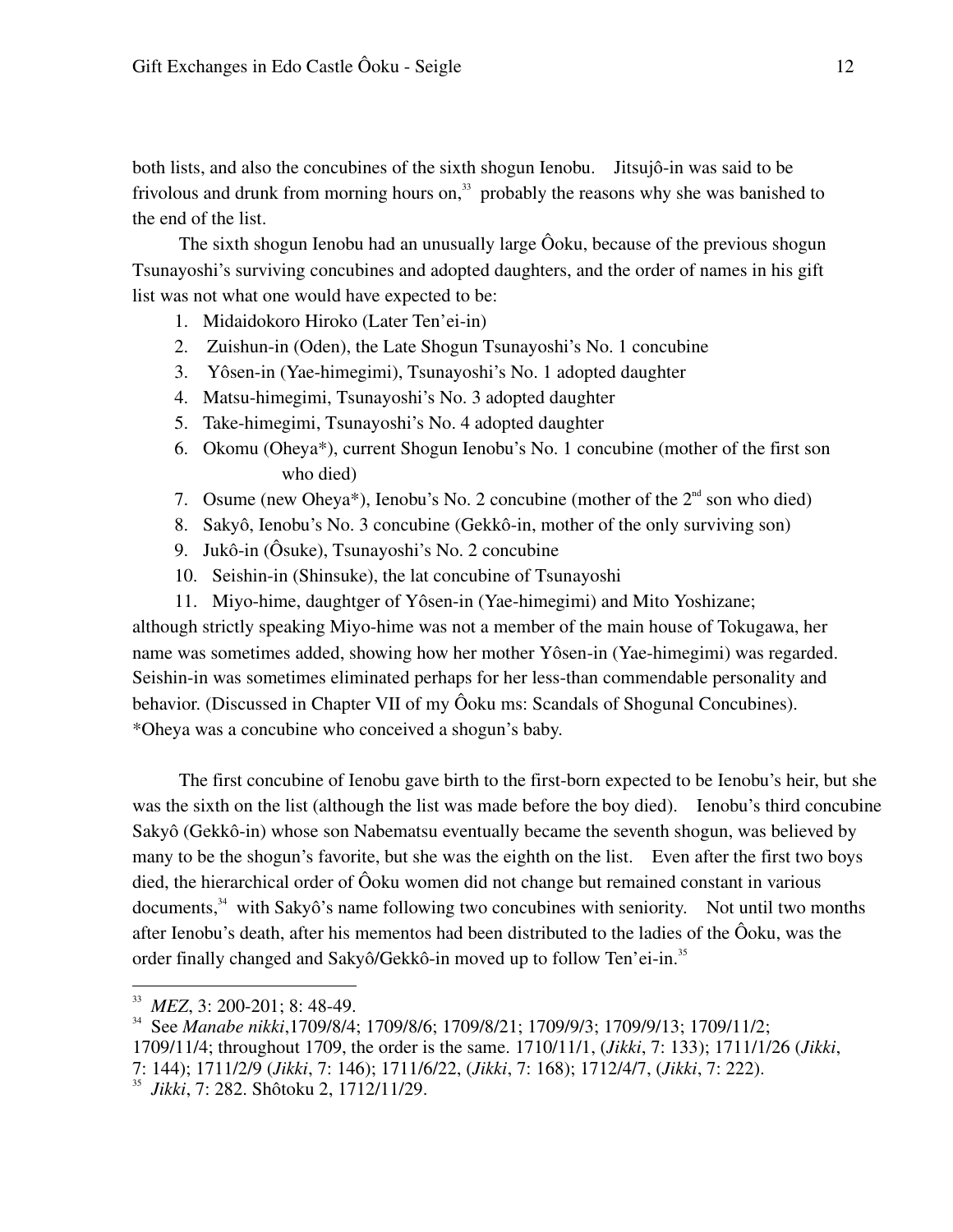both lists, and also the concubines of the sixth shogun Ienobu. Jitsujô-in was said to be frivolous and drunk from morning hours on,[33] probably the reasons why she was banished to the end of the list.

The sixth shogun Ienobu had an unusually large Ôoku, because of the previous shogun Tsunayoshi's surviving concubines and adopted daughters, and the order of names in his gift list was not what one would have expected to be:

1. Midaidokoro Hiroko (Later Ten'ei-in)
2. Zuishun-in (Oden), the Late Shogun Tsunayoshi's No. 1 concubine
3. Yôsen-in (Yae-himegimi), Tsunayoshi's No. 1 adopted daughter
4. Matsu-himegimi, Tsunayoshi's No. 3 adopted daughter
5. Take-himegimi, Tsunayoshi's No. 4 adopted daughter
6. Okomu (Oheya*), current Shogun Ienobu's No. 1 concubine (mother of the first son who died)
7. Osume (new Oheya*), Ienobu's No. 2 concubine (mother of the 2nd son who died)
8. Sakyô, Ienobu's No. 3 concubine (Gekkô-in, mother of the only surviving son)
9. Jukô-in (Ôsuke), Tsunayoshi's No. 2 concubine
10. Seishin-in (Shinsuke), the lat concubine of Tsunayoshi
11. Miyo-hime, daughtger of Yôsen-in (Yae-himegimi) and Mito Yoshizane;

although strictly speaking Miyo-hime was not a member of the main house of Tokugawa, her name was sometimes added, showing how her mother Yôsen-in (Yae-himegimi) was regarded. Seishin-in was sometimes eliminated perhaps for her less-than commendable personality and behavior. (Discussed in Chapter VII of my Ôoku ms: Scandals of Shogunal Concubines).
*Oheya was a concubine who conceived a shogun's baby.

The first concubine of Ienobu gave birth to the first-born expected to be Ienobu's heir, but she was the sixth on the list (although the list was made before the boy died). Ienobu's third concubine Sakyô (Gekkô-in) whose son Nabematsu eventually became the seventh shogun, was believed by many to be the shogun's favorite, but she was the eighth on the list. Even after the first two boys died, the hierarchical order of Ôoku women did not change but remained constant in various documents,[34] with Sakyô's name following two concubines with seniority. Not until two months after Ienobu's death, after his mementos had been distributed to the ladies of the Ôoku, was the order finally changed and Sakyô/Gekkô-in moved up to follow Ten'ei-in.[35]

---

[33] *MEZ*, 3: 200-201; 8: 48-49.

[34] See *Manabe nikki*,1709/8/4; 1709/8/6; 1709/8/21; 1709/9/3; 1709/9/13; 1709/11/2; 1709/11/4; throughout 1709, the order is the same. 1710/11/1, (*Jikki*, 7: 133); 1711/1/26 (*Jikki*, 7: 144); 1711/2/9 (*Jikki*, 7: 146); 1711/6/22, (*Jikki*, 7: 168); 1712/4/7, (*Jikki*, 7: 222).

[35] *Jikki*, 7: 282. Shôtoku 2, 1712/11/29.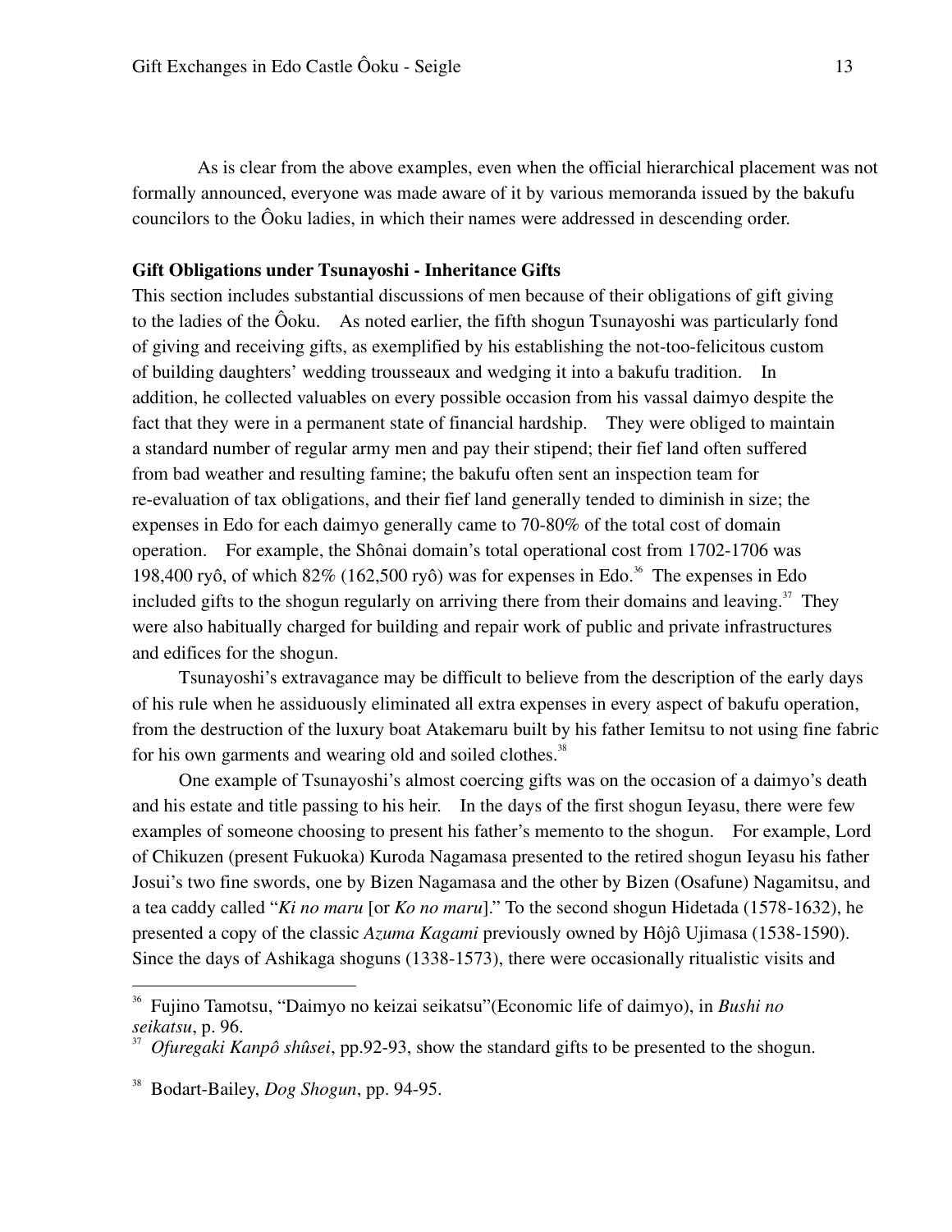As is clear from the above examples, even when the official hierarchical placement was not formally announced, everyone was made aware of it by various memoranda issued by the bakufu councilors to the Ôoku ladies, in which their names were addressed in descending order.

### Gift Obligations under Tsunayoshi - Inheritance Gifts

This section includes substantial discussions of men because of their obligations of gift giving to the ladies of the Ôoku. As noted earlier, the fifth shogun Tsunayoshi was particularly fond of giving and receiving gifts, as exemplified by his establishing the not-too-felicitous custom of building daughters' wedding trousseaux and wedging it into a bakufu tradition. In addition, he collected valuables on every possible occasion from his vassal daimyo despite the fact that they were in a permanent state of financial hardship. They were obliged to maintain a standard number of regular army men and pay their stipend; their fief land often suffered from bad weather and resulting famine; the bakufu often sent an inspection team for re-evaluation of tax obligations, and their fief land generally tended to diminish in size; the expenses in Edo for each daimyo generally came to 70-80% of the total cost of domain operation. For example, the Shônai domain's total operational cost from 1702-1706 was 198,400 ryô, of which 82% (162,500 ryô) was for expenses in Edo.[36] The expenses in Edo included gifts to the shogun regularly on arriving there from their domains and leaving.[37] They were also habitually charged for building and repair work of public and private infrastructures and edifices for the shogun.

Tsunayoshi's extravagance may be difficult to believe from the description of the early days of his rule when he assiduously eliminated all extra expenses in every aspect of bakufu operation, from the destruction of the luxury boat Atakemaru built by his father Iemitsu to not using fine fabric for his own garments and wearing old and soiled clothes.[38]

One example of Tsunayoshi's almost coercing gifts was on the occasion of a daimyo's death and his estate and title passing to his heir. In the days of the first shogun Ieyasu, there were few examples of someone choosing to present his father's memento to the shogun. For example, Lord of Chikuzen (present Fukuoka) Kuroda Nagamasa presented to the retired shogun Ieyasu his father Josui's two fine swords, one by Bizen Nagamasa and the other by Bizen (Osafune) Nagamitsu, and a tea caddy called "*Ki no maru* [or *Ko no maru*]." To the second shogun Hidetada (1578-1632), he presented a copy of the classic *Azuma Kagami* previously owned by Hôjô Ujimasa (1538-1590). Since the days of Ashikaga shoguns (1338-1573), there were occasionally ritualistic visits and

---

[36] Fujino Tamotsu, "Daimyo no keizai seikatsu"(Economic life of daimyo), in *Bushi no seikatsu*, p. 96.

[37] *Ofuregaki Kanpô shûsei*, pp.92-93, show the standard gifts to be presented to the shogun.

[38] Bodart-Bailey, *Dog Shogun*, pp. 94-95.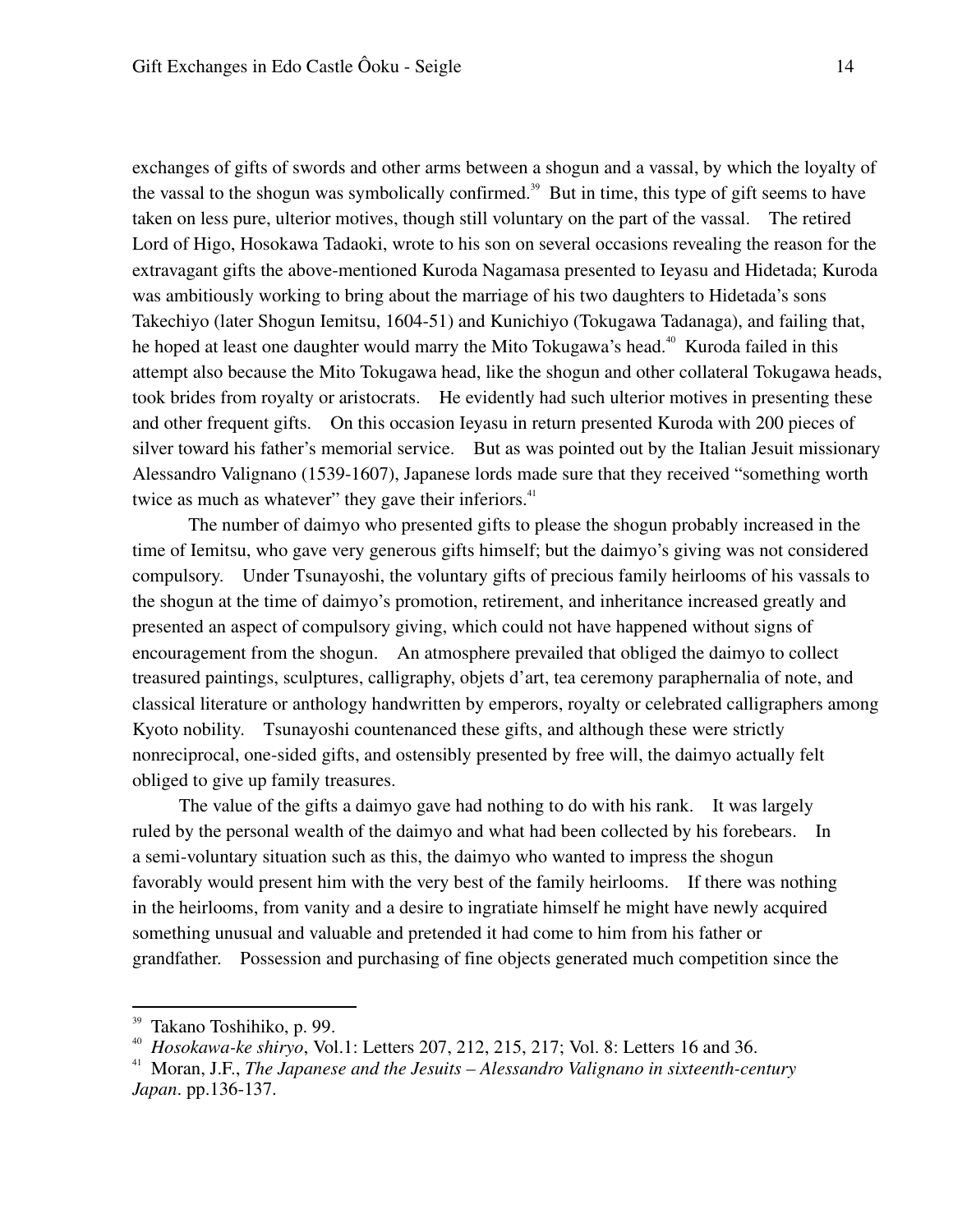exchanges of gifts of swords and other arms between a shogun and a vassal, by which the loyalty of the vassal to the shogun was symbolically confirmed.[39] But in time, this type of gift seems to have taken on less pure, ulterior motives, though still voluntary on the part of the vassal. The retired Lord of Higo, Hosokawa Tadaoki, wrote to his son on several occasions revealing the reason for the extravagant gifts the above-mentioned Kuroda Nagamasa presented to Ieyasu and Hidetada; Kuroda was ambitiously working to bring about the marriage of his two daughters to Hidetada's sons Takechiyo (later Shogun Iemitsu, 1604-51) and Kunichiyo (Tokugawa Tadanaga), and failing that, he hoped at least one daughter would marry the Mito Tokugawa's head.[40] Kuroda failed in this attempt also because the Mito Tokugawa head, like the shogun and other collateral Tokugawa heads, took brides from royalty or aristocrats. He evidently had such ulterior motives in presenting these and other frequent gifts. On this occasion Ieyasu in return presented Kuroda with 200 pieces of silver toward his father's memorial service. But as was pointed out by the Italian Jesuit missionary Alessandro Valignano (1539-1607), Japanese lords made sure that they received "something worth twice as much as whatever" they gave their inferiors.[41]

The number of daimyo who presented gifts to please the shogun probably increased in the time of Iemitsu, who gave very generous gifts himself; but the daimyo's giving was not considered compulsory. Under Tsunayoshi, the voluntary gifts of precious family heirlooms of his vassals to the shogun at the time of daimyo's promotion, retirement, and inheritance increased greatly and presented an aspect of compulsory giving, which could not have happened without signs of encouragement from the shogun. An atmosphere prevailed that obliged the daimyo to collect treasured paintings, sculptures, calligraphy, objets d'art, tea ceremony paraphernalia of note, and classical literature or anthology handwritten by emperors, royalty or celebrated calligraphers among Kyoto nobility. Tsunayoshi countenanced these gifts, and although these were strictly nonreciprocal, one-sided gifts, and ostensibly presented by free will, the daimyo actually felt obliged to give up family treasures.

The value of the gifts a daimyo gave had nothing to do with his rank. It was largely ruled by the personal wealth of the daimyo and what had been collected by his forebears. In a semi-voluntary situation such as this, the daimyo who wanted to impress the shogun favorably would present him with the very best of the family heirlooms. If there was nothing in the heirlooms, from vanity and a desire to ingratiate himself he might have newly acquired something unusual and valuable and pretended it had come to him from his father or grandfather. Possession and purchasing of fine objects generated much competition since the

---

[39] Takano Toshihiko, p. 99.

[40] *Hosokawa-ke shiryo*, Vol.1: Letters 207, 212, 215, 217; Vol. 8: Letters 16 and 36.

[41] Moran, J.F., *The Japanese and the Jesuits – Alessandro Valignano in sixteenth-century Japan*. pp.136-137.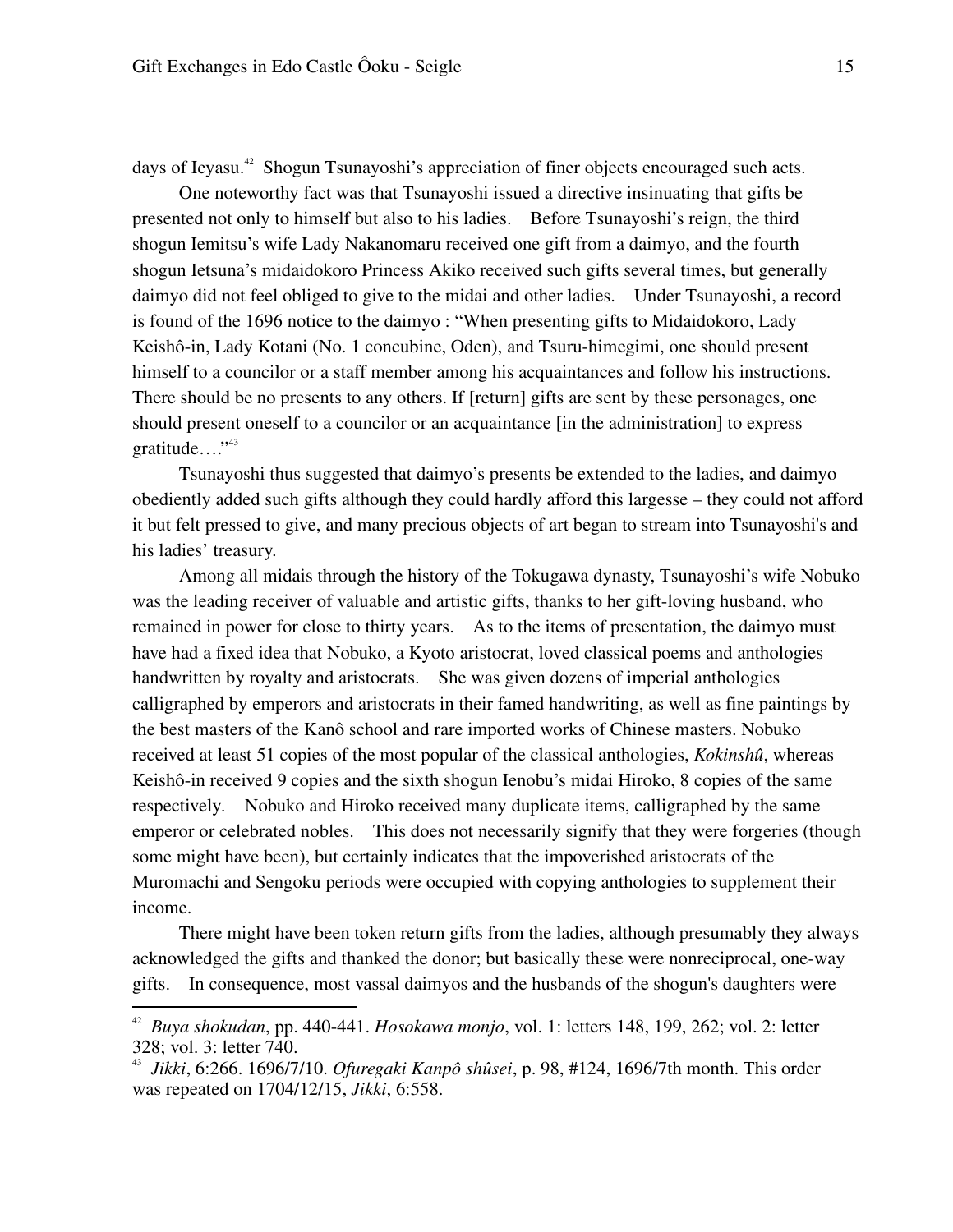days of Ieyasu.[42] Shogun Tsunayoshi's appreciation of finer objects encouraged such acts.

One noteworthy fact was that Tsunayoshi issued a directive insinuating that gifts be presented not only to himself but also to his ladies. Before Tsunayoshi's reign, the third shogun Iemitsu's wife Lady Nakanomaru received one gift from a daimyo, and the fourth shogun Ietsuna's midaidokoro Princess Akiko received such gifts several times, but generally daimyo did not feel obliged to give to the midai and other ladies. Under Tsunayoshi, a record is found of the 1696 notice to the daimyo : "When presenting gifts to Midaidokoro, Lady Keishô-in, Lady Kotani (No. 1 concubine, Oden), and Tsuru-himegimi, one should present himself to a councilor or a staff member among his acquaintances and follow his instructions. There should be no presents to any others. If [return] gifts are sent by these personages, one should present oneself to a councilor or an acquaintance [in the administration] to express gratitude…."[43]

Tsunayoshi thus suggested that daimyo's presents be extended to the ladies, and daimyo obediently added such gifts although they could hardly afford this largesse – they could not afford it but felt pressed to give, and many precious objects of art began to stream into Tsunayoshi's and his ladies' treasury.

Among all midais through the history of the Tokugawa dynasty, Tsunayoshi's wife Nobuko was the leading receiver of valuable and artistic gifts, thanks to her gift-loving husband, who remained in power for close to thirty years. As to the items of presentation, the daimyo must have had a fixed idea that Nobuko, a Kyoto aristocrat, loved classical poems and anthologies handwritten by royalty and aristocrats. She was given dozens of imperial anthologies calligraphed by emperors and aristocrats in their famed handwriting, as well as fine paintings by the best masters of the Kanô school and rare imported works of Chinese masters. Nobuko received at least 51 copies of the most popular of the classical anthologies, *Kokinshû*, whereas Keishô-in received 9 copies and the sixth shogun Ienobu's midai Hiroko, 8 copies of the same respectively. Nobuko and Hiroko received many duplicate items, calligraphed by the same emperor or celebrated nobles. This does not necessarily signify that they were forgeries (though some might have been), but certainly indicates that the impoverished aristocrats of the Muromachi and Sengoku periods were occupied with copying anthologies to supplement their income.

There might have been token return gifts from the ladies, although presumably they always acknowledged the gifts and thanked the donor; but basically these were nonreciprocal, one-way gifts. In consequence, most vassal daimyos and the husbands of the shogun's daughters were

---

[42] *Buya shokudan*, pp. 440-441. *Hosokawa monjo*, vol. 1: letters 148, 199, 262; vol. 2: letter 328; vol. 3: letter 740.

[43] *Jikki*, 6:266. 1696/7/10. *Ofuregaki Kanpô shûsei*, p. 98, #124, 1696/7th month. This order was repeated on 1704/12/15, *Jikki*, 6:558.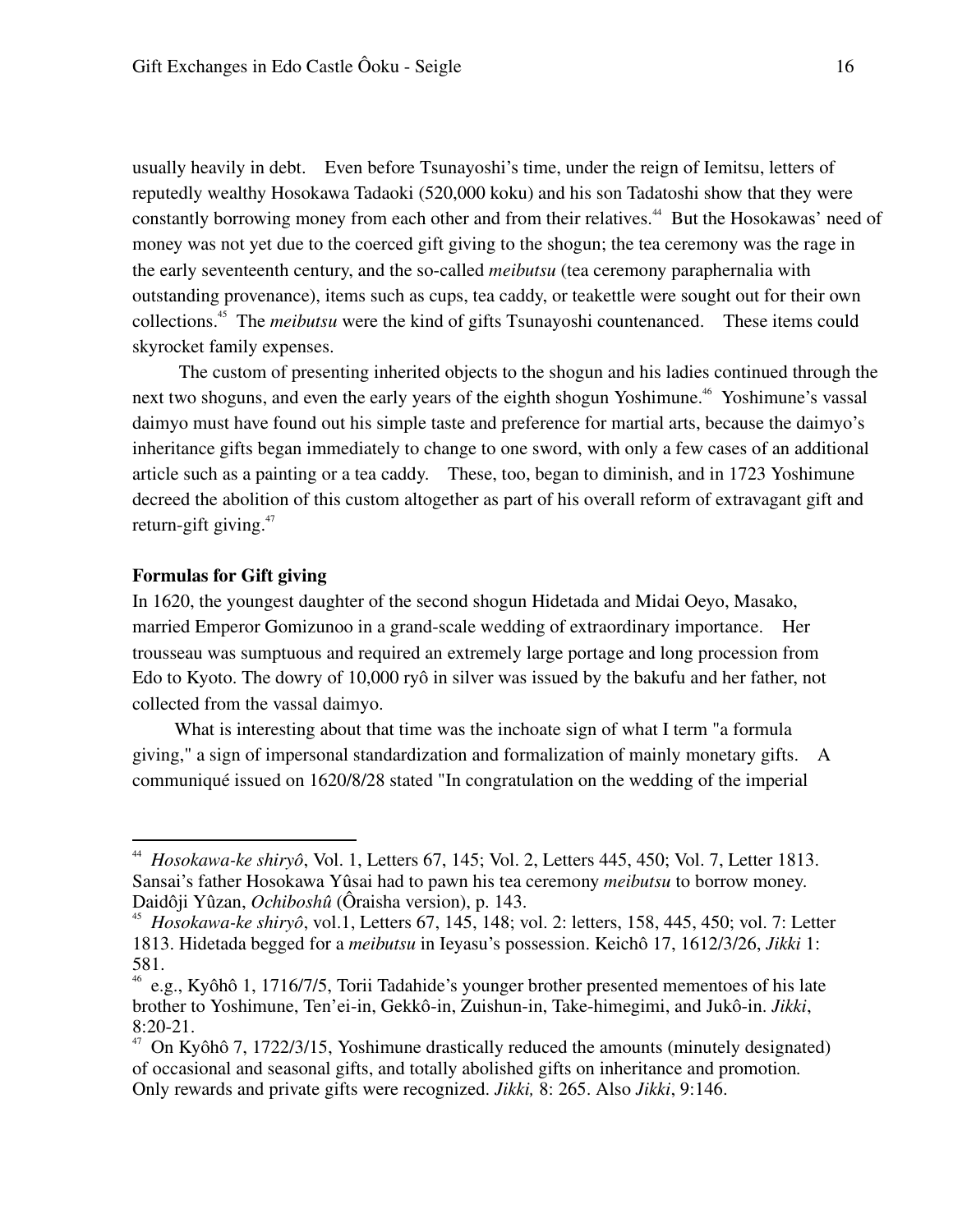usually heavily in debt. Even before Tsunayoshi's time, under the reign of Iemitsu, letters of reputedly wealthy Hosokawa Tadaoki (520,000 koku) and his son Tadatoshi show that they were constantly borrowing money from each other and from their relatives.[44] But the Hosokawas' need of money was not yet due to the coerced gift giving to the shogun; the tea ceremony was the rage in the early seventeenth century, and the so-called *meibutsu* (tea ceremony paraphernalia with outstanding provenance), items such as cups, tea caddy, or teakettle were sought out for their own collections.[45] The *meibutsu* were the kind of gifts Tsunayoshi countenanced. These items could skyrocket family expenses.

The custom of presenting inherited objects to the shogun and his ladies continued through the next two shoguns, and even the early years of the eighth shogun Yoshimune.[46] Yoshimune's vassal daimyo must have found out his simple taste and preference for martial arts, because the daimyo's inheritance gifts began immediately to change to one sword, with only a few cases of an additional article such as a painting or a tea caddy. These, too, began to diminish, and in 1723 Yoshimune decreed the abolition of this custom altogether as part of his overall reform of extravagant gift and return-gift giving.[47]

**Formulas for Gift giving**

In 1620, the youngest daughter of the second shogun Hidetada and Midai Oeyo, Masako, married Emperor Gomizunoo in a grand-scale wedding of extraordinary importance. Her trousseau was sumptuous and required an extremely large portage and long procession from Edo to Kyoto. The dowry of 10,000 ryô in silver was issued by the bakufu and her father, not collected from the vassal daimyo.

What is interesting about that time was the inchoate sign of what I term "a formula giving," a sign of impersonal standardization and formalization of mainly monetary gifts. A communiqué issued on 1620/8/28 stated "In congratulation on the wedding of the imperial

---

[44] *Hosokawa-ke shiryô*, Vol. 1, Letters 67, 145; Vol. 2, Letters 445, 450; Vol. 7, Letter 1813. Sansai's father Hosokawa Yûsai had to pawn his tea ceremony *meibutsu* to borrow money. Daidôji Yûzan, *Ochiboshû* (Ôraisha version), p. 143.

[45] *Hosokawa-ke shiryô*, vol.1, Letters 67, 145, 148; vol. 2: letters, 158, 445, 450; vol. 7: Letter 1813. Hidetada begged for a *meibutsu* in Ieyasu's possession. Keichô 17, 1612/3/26, *Jikki* 1: 581.

[46] e.g., Kyôhô 1, 1716/7/5, Torii Tadahide's younger brother presented mementoes of his late brother to Yoshimune, Ten'ei-in, Gekkô-in, Zuishun-in, Take-himegimi, and Jukô-in. *Jikki*, 8:20-21.

[47] On Kyôhô 7, 1722/3/15, Yoshimune drastically reduced the amounts (minutely designated) of occasional and seasonal gifts, and totally abolished gifts on inheritance and promotion. Only rewards and private gifts were recognized. *Jikki,* 8: 265. Also *Jikki*, 9:146.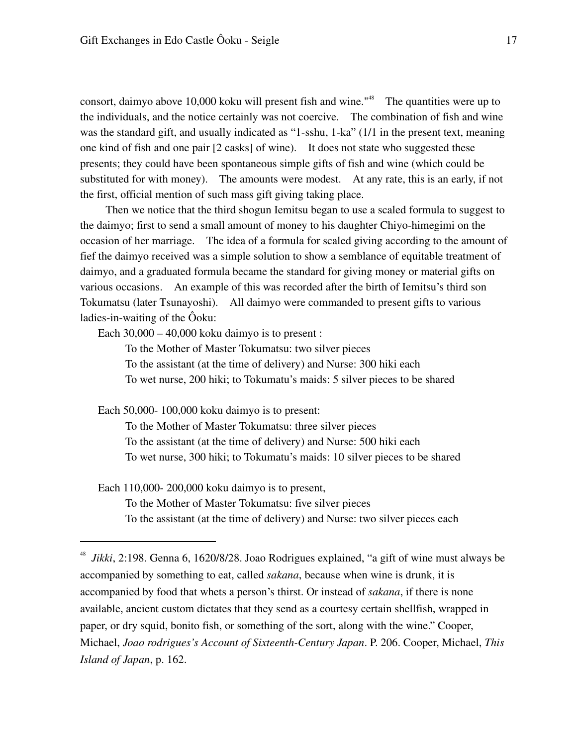consort, daimyo above 10,000 koku will present fish and wine."[48] The quantities were up to the individuals, and the notice certainly was not coercive. The combination of fish and wine was the standard gift, and usually indicated as "1-sshu, 1-ka" (1/1 in the present text, meaning one kind of fish and one pair [2 casks] of wine). It does not state who suggested these presents; they could have been spontaneous simple gifts of fish and wine (which could be substituted for with money). The amounts were modest. At any rate, this is an early, if not the first, official mention of such mass gift giving taking place.

Then we notice that the third shogun Iemitsu began to use a scaled formula to suggest to the daimyo; first to send a small amount of money to his daughter Chiyo-himegimi on the occasion of her marriage. The idea of a formula for scaled giving according to the amount of fief the daimyo received was a simple solution to show a semblance of equitable treatment of daimyo, and a graduated formula became the standard for giving money or material gifts on various occasions. An example of this was recorded after the birth of Iemitsu's third son Tokumatsu (later Tsunayoshi). All daimyo were commanded to present gifts to various ladies-in-waiting of the Ôoku:

Each 30,000 – 40,000 koku daimyo is to present :

> To the Mother of Master Tokumatsu: two silver pieces
> To the assistant (at the time of delivery) and Nurse: 300 hiki each
> To wet nurse, 200 hiki; to Tokumatu's maids: 5 silver pieces to be shared

Each 50,000- 100,000 koku daimyo is to present:

> To the Mother of Master Tokumatsu: three silver pieces
> To the assistant (at the time of delivery) and Nurse: 500 hiki each
> To wet nurse, 300 hiki; to Tokumatu's maids: 10 silver pieces to be shared

Each 110,000- 200,000 koku daimyo is to present,

> To the Mother of Master Tokumatsu: five silver pieces
> To the assistant (at the time of delivery) and Nurse: two silver pieces each

---

[48] *Jikki*, 2:198. Genna 6, 1620/8/28. Joao Rodrigues explained, "a gift of wine must always be accompanied by something to eat, called *sakana*, because when wine is drunk, it is accompanied by food that whets a person's thirst. Or instead of *sakana*, if there is none available, ancient custom dictates that they send as a courtesy certain shellfish, wrapped in paper, or dry squid, bonito fish, or something of the sort, along with the wine." Cooper, Michael, *Joao rodrigues's Account of Sixteenth-Century Japan*. P. 206. Cooper, Michael, *This Island of Japan*, p. 162.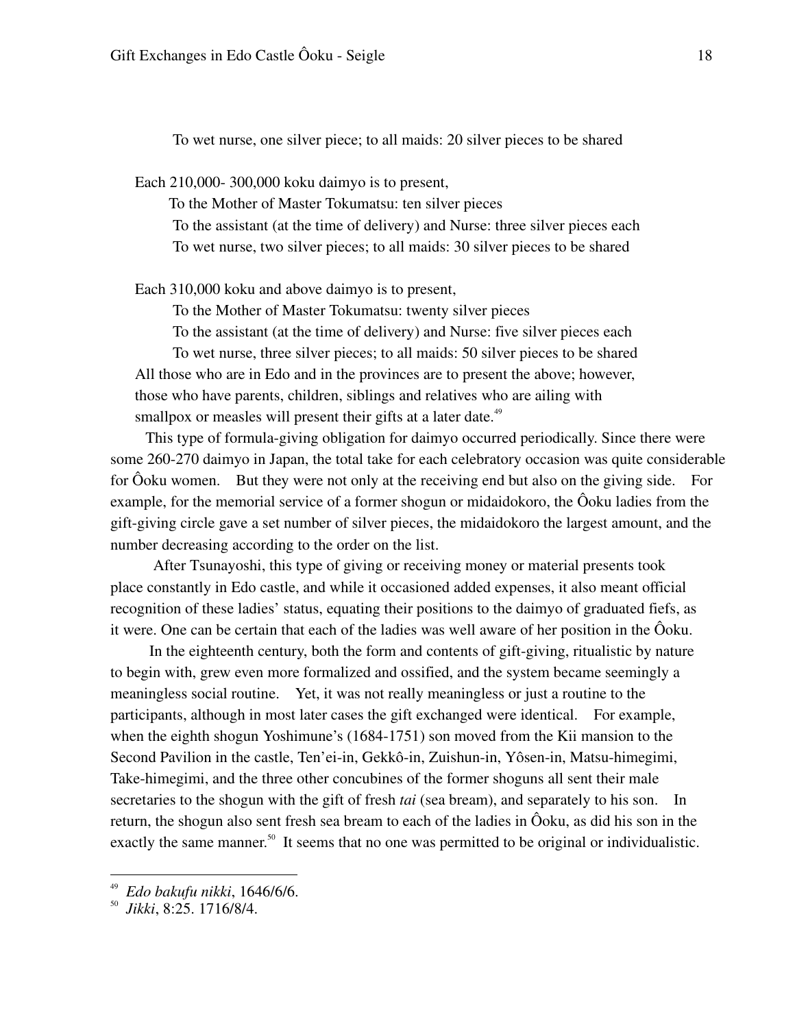To wet nurse, one silver piece; to all maids: 20 silver pieces to be shared

Each 210,000- 300,000 koku daimyo is to present,

To the Mother of Master Tokumatsu: ten silver pieces

To the assistant (at the time of delivery) and Nurse: three silver pieces each

To wet nurse, two silver pieces; to all maids: 30 silver pieces to be shared

Each 310,000 koku and above daimyo is to present,

To the Mother of Master Tokumatsu: twenty silver pieces

To the assistant (at the time of delivery) and Nurse: five silver pieces each

To wet nurse, three silver pieces; to all maids: 50 silver pieces to be shared

All those who are in Edo and in the provinces are to present the above; however, those who have parents, children, siblings and relatives who are ailing with smallpox or measles will present their gifts at a later date.[49]

This type of formula-giving obligation for daimyo occurred periodically. Since there were some 260-270 daimyo in Japan, the total take for each celebratory occasion was quite considerable for Ôoku women. But they were not only at the receiving end but also on the giving side. For example, for the memorial service of a former shogun or midaidokoro, the Ôoku ladies from the gift-giving circle gave a set number of silver pieces, the midaidokoro the largest amount, and the number decreasing according to the order on the list.

After Tsunayoshi, this type of giving or receiving money or material presents took place constantly in Edo castle, and while it occasioned added expenses, it also meant official recognition of these ladies' status, equating their positions to the daimyo of graduated fiefs, as it were. One can be certain that each of the ladies was well aware of her position in the Ôoku.

In the eighteenth century, both the form and contents of gift-giving, ritualistic by nature to begin with, grew even more formalized and ossified, and the system became seemingly a meaningless social routine. Yet, it was not really meaningless or just a routine to the participants, although in most later cases the gift exchanged were identical. For example, when the eighth shogun Yoshimune's (1684-1751) son moved from the Kii mansion to the Second Pavilion in the castle, Ten'ei-in, Gekkô-in, Zuishun-in, Yôsen-in, Matsu-himegimi, Take-himegimi, and the three other concubines of the former shoguns all sent their male secretaries to the shogun with the gift of fresh *tai* (sea bream), and separately to his son. In return, the shogun also sent fresh sea bream to each of the ladies in Ôoku, as did his son in the exactly the same manner.[50] It seems that no one was permitted to be original or individualistic.

---

[49] *Edo bakufu nikki*, 1646/6/6.

[50] *Jikki*, 8:25. 1716/8/4.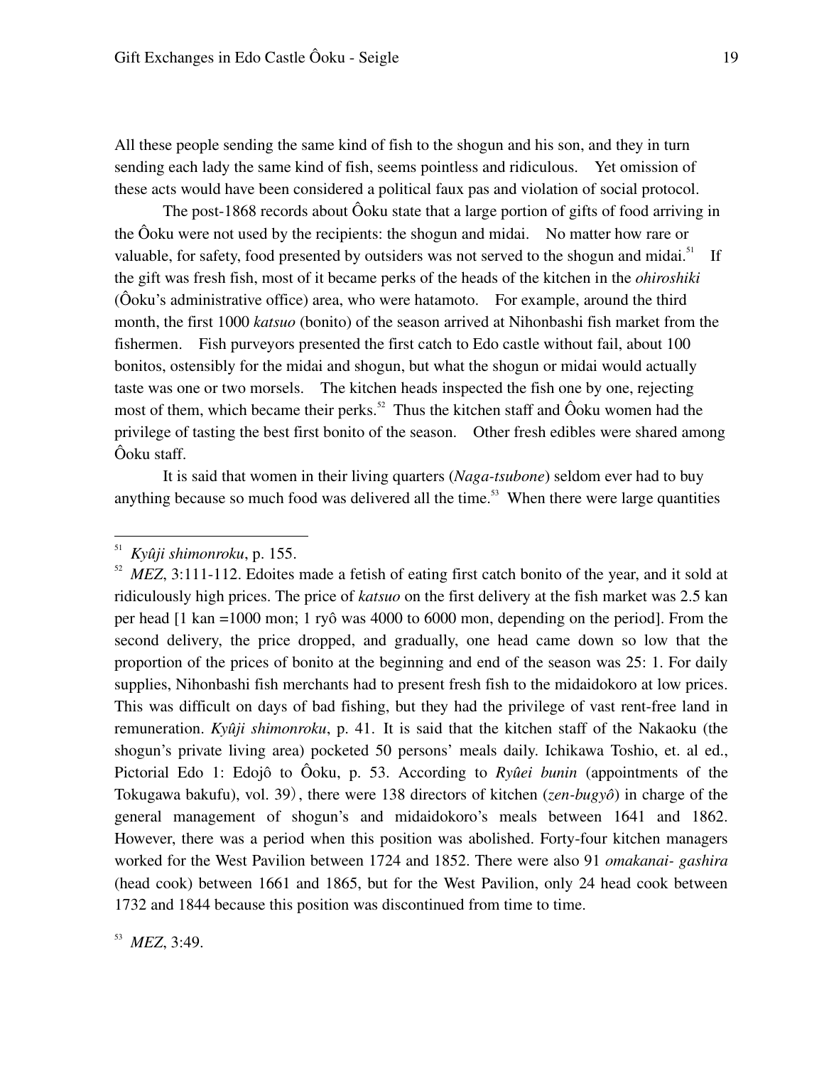All these people sending the same kind of fish to the shogun and his son, and they in turn sending each lady the same kind of fish, seems pointless and ridiculous. Yet omission of these acts would have been considered a political faux pas and violation of social protocol.

The post-1868 records about Ôoku state that a large portion of gifts of food arriving in the Ôoku were not used by the recipients: the shogun and midai. No matter how rare or valuable, for safety, food presented by outsiders was not served to the shogun and midai.[51] If the gift was fresh fish, most of it became perks of the heads of the kitchen in the *ohiroshiki* (Ôoku's administrative office) area, who were hatamoto. For example, around the third month, the first 1000 *katsuo* (bonito) of the season arrived at Nihonbashi fish market from the fishermen. Fish purveyors presented the first catch to Edo castle without fail, about 100 bonitos, ostensibly for the midai and shogun, but what the shogun or midai would actually taste was one or two morsels. The kitchen heads inspected the fish one by one, rejecting most of them, which became their perks.[52] Thus the kitchen staff and Ôoku women had the privilege of tasting the best first bonito of the season. Other fresh edibles were shared among Ôoku staff.

It is said that women in their living quarters (*Naga-tsubone*) seldom ever had to buy anything because so much food was delivered all the time.[53] When there were large quantities

---

[51] *Kyûji shimonroku*, p. 155.

[52] *MEZ*, 3:111-112. Edoites made a fetish of eating first catch bonito of the year, and it sold at ridiculously high prices. The price of *katsuo* on the first delivery at the fish market was 2.5 kan per head [1 kan =1000 mon; 1 ryô was 4000 to 6000 mon, depending on the period]. From the second delivery, the price dropped, and gradually, one head came down so low that the proportion of the prices of bonito at the beginning and end of the season was 25: 1. For daily supplies, Nihonbashi fish merchants had to present fresh fish to the midaidokoro at low prices. This was difficult on days of bad fishing, but they had the privilege of vast rent-free land in remuneration. *Kyûji shimonroku*, p. 41. It is said that the kitchen staff of the Nakaoku (the shogun's private living area) pocketed 50 persons' meals daily. Ichikawa Toshio, et. al ed., Pictorial Edo 1: Edojô to Ôoku, p. 53. According to *Ryûei bunin* (appointments of the Tokugawa bakufu), vol. 39), there were 138 directors of kitchen (*zen-bugyô*) in charge of the general management of shogun's and midaidokoro's meals between 1641 and 1862. However, there was a period when this position was abolished. Forty-four kitchen managers worked for the West Pavilion between 1724 and 1852. There were also 91 *omakanai- gashira* (head cook) between 1661 and 1865, but for the West Pavilion, only 24 head cook between 1732 and 1844 because this position was discontinued from time to time.

[53] *MEZ*, 3:49.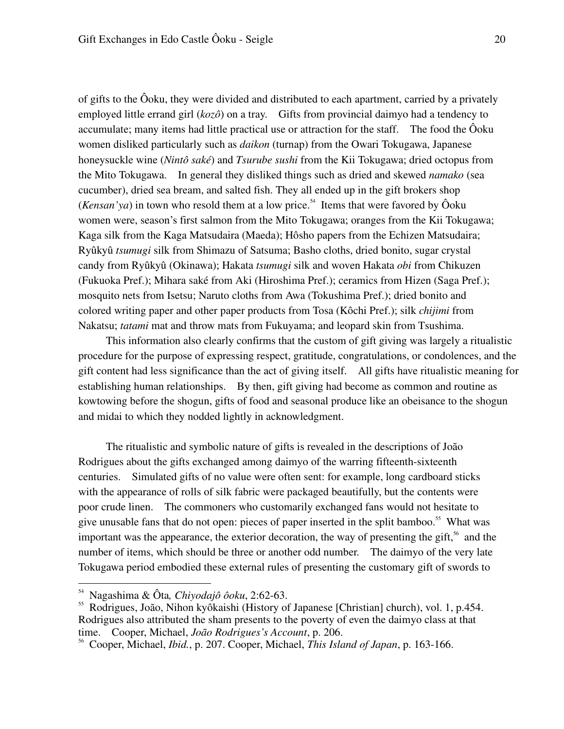of gifts to the Ôoku, they were divided and distributed to each apartment, carried by a privately employed little errand girl (*kozô*) on a tray. Gifts from provincial daimyo had a tendency to accumulate; many items had little practical use or attraction for the staff. The food the Ôoku women disliked particularly such as *daikon* (turnap) from the Owari Tokugawa, Japanese honeysuckle wine (*Nintô saké*) and *Tsurube sushi* from the Kii Tokugawa; dried octopus from the Mito Tokugawa. In general they disliked things such as dried and skewed *namako* (sea cucumber), dried sea bream, and salted fish. They all ended up in the gift brokers shop (*Kensan'ya*) in town who resold them at a low price.[54] Items that were favored by Ôoku women were, season's first salmon from the Mito Tokugawa; oranges from the Kii Tokugawa; Kaga silk from the Kaga Matsudaira (Maeda); Hôsho papers from the Echizen Matsudaira; Ryûkyû *tsumugi* silk from Shimazu of Satsuma; Basho cloths, dried bonito, sugar crystal candy from Ryûkyû (Okinawa); Hakata *tsumugi* silk and woven Hakata *obi* from Chikuzen (Fukuoka Pref.); Mihara saké from Aki (Hiroshima Pref.); ceramics from Hizen (Saga Pref.); mosquito nets from Isetsu; Naruto cloths from Awa (Tokushima Pref.); dried bonito and colored writing paper and other paper products from Tosa (Kôchi Pref.); silk *chijimi* from Nakatsu; *tatami* mat and throw mats from Fukuyama; and leopard skin from Tsushima.

This information also clearly confirms that the custom of gift giving was largely a ritualistic procedure for the purpose of expressing respect, gratitude, congratulations, or condolences, and the gift content had less significance than the act of giving itself. All gifts have ritualistic meaning for establishing human relationships. By then, gift giving had become as common and routine as kowtowing before the shogun, gifts of food and seasonal produce like an obeisance to the shogun and midai to which they nodded lightly in acknowledgment.

The ritualistic and symbolic nature of gifts is revealed in the descriptions of João Rodrigues about the gifts exchanged among daimyo of the warring fifteenth-sixteenth centuries. Simulated gifts of no value were often sent: for example, long cardboard sticks with the appearance of rolls of silk fabric were packaged beautifully, but the contents were poor crude linen. The commoners who customarily exchanged fans would not hesitate to give unusable fans that do not open: pieces of paper inserted in the split bamboo.[55] What was important was the appearance, the exterior decoration, the way of presenting the gift,[56] and the number of items, which should be three or another odd number. The daimyo of the very late Tokugawa period embodied these external rules of presenting the customary gift of swords to

---

[54] Nagashima & Ôta, *Chiyodajô ôoku*, 2:62-63.

[55] Rodrigues, João, Nihon kyôkaishi (History of Japanese [Christian] church), vol. 1, p.454. Rodrigues also attributed the sham presents to the poverty of even the daimyo class at that time. Cooper, Michael, *João Rodrigues's Account*, p. 206.

[56] Cooper, Michael, *Ibid.*, p. 207. Cooper, Michael, *This Island of Japan*, p. 163-166.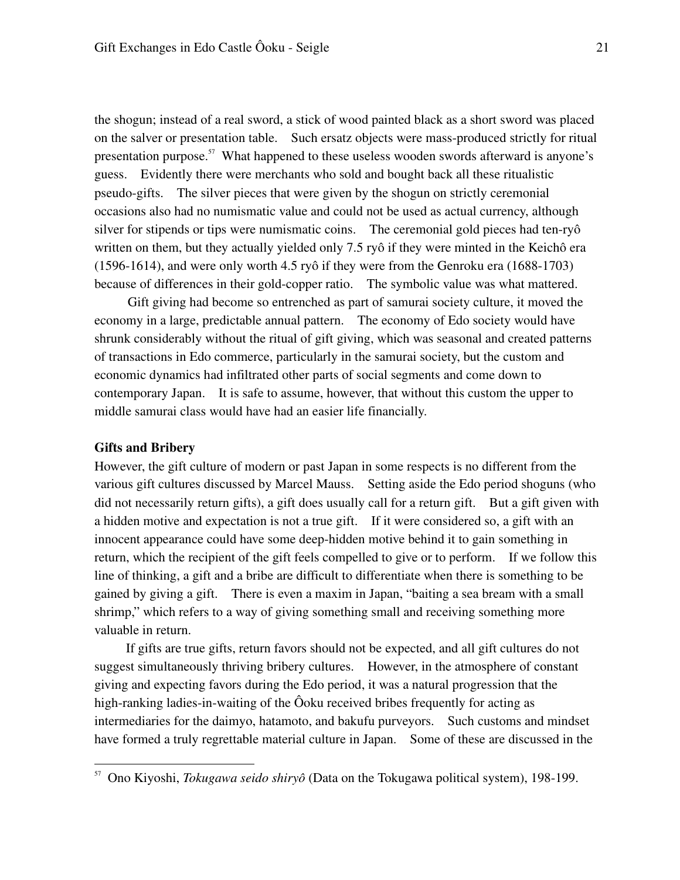the shogun; instead of a real sword, a stick of wood painted black as a short sword was placed on the salver or presentation table. Such ersatz objects were mass-produced strictly for ritual presentation purpose.[57] What happened to these useless wooden swords afterward is anyone's guess. Evidently there were merchants who sold and bought back all these ritualistic pseudo-gifts. The silver pieces that were given by the shogun on strictly ceremonial occasions also had no numismatic value and could not be used as actual currency, although silver for stipends or tips were numismatic coins. The ceremonial gold pieces had ten-ryô written on them, but they actually yielded only 7.5 ryô if they were minted in the Keichô era (1596-1614), and were only worth 4.5 ryô if they were from the Genroku era (1688-1703) because of differences in their gold-copper ratio. The symbolic value was what mattered.

Gift giving had become so entrenched as part of samurai society culture, it moved the economy in a large, predictable annual pattern. The economy of Edo society would have shrunk considerably without the ritual of gift giving, which was seasonal and created patterns of transactions in Edo commerce, particularly in the samurai society, but the custom and economic dynamics had infiltrated other parts of social segments and come down to contemporary Japan. It is safe to assume, however, that without this custom the upper to middle samurai class would have had an easier life financially.

**Gifts and Bribery**

However, the gift culture of modern or past Japan in some respects is no different from the various gift cultures discussed by Marcel Mauss. Setting aside the Edo period shoguns (who did not necessarily return gifts), a gift does usually call for a return gift. But a gift given with a hidden motive and expectation is not a true gift. If it were considered so, a gift with an innocent appearance could have some deep-hidden motive behind it to gain something in return, which the recipient of the gift feels compelled to give or to perform. If we follow this line of thinking, a gift and a bribe are difficult to differentiate when there is something to be gained by giving a gift. There is even a maxim in Japan, "baiting a sea bream with a small shrimp," which refers to a way of giving something small and receiving something more valuable in return.

If gifts are true gifts, return favors should not be expected, and all gift cultures do not suggest simultaneously thriving bribery cultures. However, in the atmosphere of constant giving and expecting favors during the Edo period, it was a natural progression that the high-ranking ladies-in-waiting of the Ôoku received bribes frequently for acting as intermediaries for the daimyo, hatamoto, and bakufu purveyors. Such customs and mindset have formed a truly regrettable material culture in Japan. Some of these are discussed in the

[57] Ono Kiyoshi, *Tokugawa seido shiryô* (Data on the Tokugawa political system), 198-199.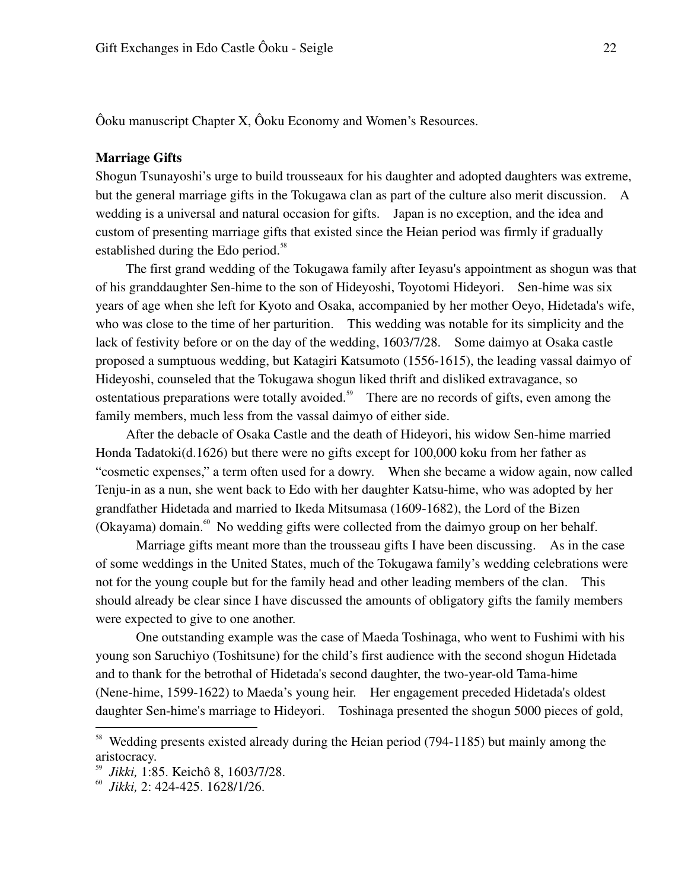Ôoku manuscript Chapter X, Ôoku Economy and Women's Resources.

**Marriage Gifts**

Shogun Tsunayoshi's urge to build trousseaux for his daughter and adopted daughters was extreme, but the general marriage gifts in the Tokugawa clan as part of the culture also merit discussion. A wedding is a universal and natural occasion for gifts. Japan is no exception, and the idea and custom of presenting marriage gifts that existed since the Heian period was firmly if gradually established during the Edo period.[58]

The first grand wedding of the Tokugawa family after Ieyasu's appointment as shogun was that of his granddaughter Sen-hime to the son of Hideyoshi, Toyotomi Hideyori. Sen-hime was six years of age when she left for Kyoto and Osaka, accompanied by her mother Oeyo, Hidetada's wife, who was close to the time of her parturition. This wedding was notable for its simplicity and the lack of festivity before or on the day of the wedding, 1603/7/28. Some daimyo at Osaka castle proposed a sumptuous wedding, but Katagiri Katsumoto (1556-1615), the leading vassal daimyo of Hideyoshi, counseled that the Tokugawa shogun liked thrift and disliked extravagance, so ostentatious preparations were totally avoided.[59] There are no records of gifts, even among the family members, much less from the vassal daimyo of either side.

After the debacle of Osaka Castle and the death of Hideyori, his widow Sen-hime married Honda Tadatoki(d.1626) but there were no gifts except for 100,000 koku from her father as "cosmetic expenses," a term often used for a dowry. When she became a widow again, now called Tenju-in as a nun, she went back to Edo with her daughter Katsu-hime, who was adopted by her grandfather Hidetada and married to Ikeda Mitsumasa (1609-1682), the Lord of the Bizen (Okayama) domain.[60] No wedding gifts were collected from the daimyo group on her behalf.

Marriage gifts meant more than the trousseau gifts I have been discussing. As in the case of some weddings in the United States, much of the Tokugawa family's wedding celebrations were not for the young couple but for the family head and other leading members of the clan. This should already be clear since I have discussed the amounts of obligatory gifts the family members were expected to give to one another.

One outstanding example was the case of Maeda Toshinaga, who went to Fushimi with his young son Saruchiyo (Toshitsune) for the child's first audience with the second shogun Hidetada and to thank for the betrothal of Hidetada's second daughter, the two-year-old Tama-hime (Nene-hime, 1599-1622) to Maeda's young heir. Her engagement preceded Hidetada's oldest daughter Sen-hime's marriage to Hideyori. Toshinaga presented the shogun 5000 pieces of gold,

---

[58] Wedding presents existed already during the Heian period (794-1185) but mainly among the aristocracy.

[59] *Jikki,* 1:85. Keichô 8, 1603/7/28.

[60] *Jikki,* 2: 424-425. 1628/1/26.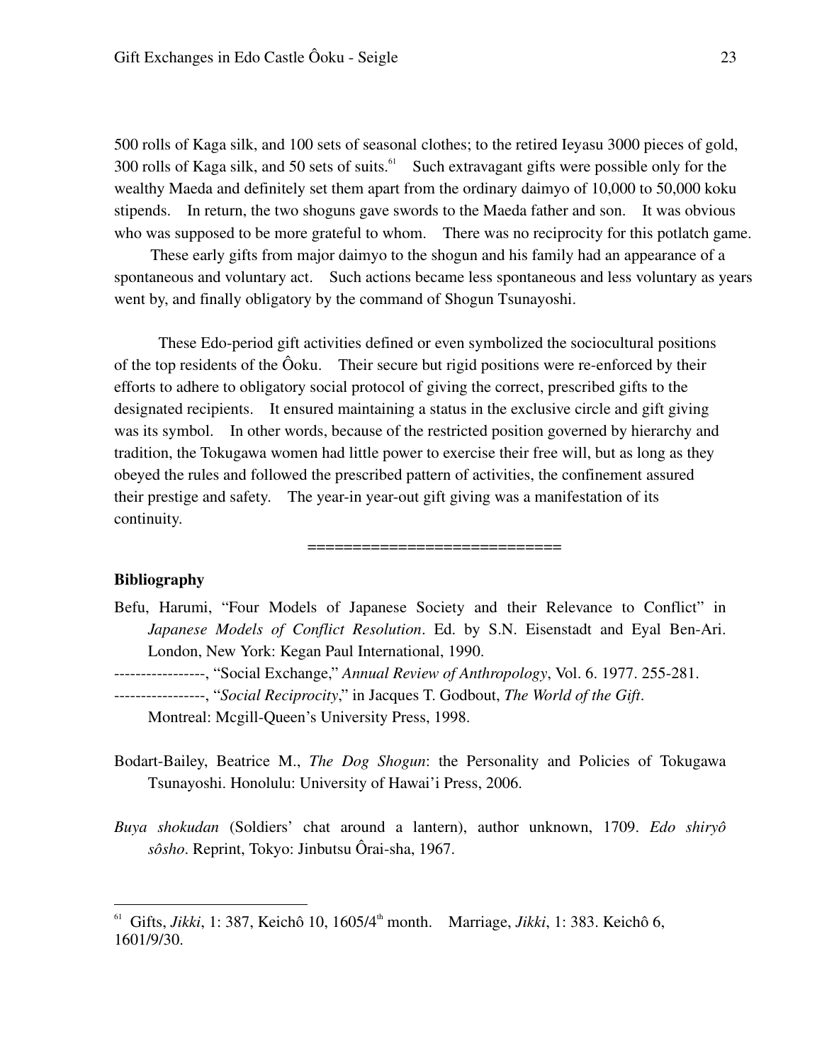500 rolls of Kaga silk, and 100 sets of seasonal clothes; to the retired Ieyasu 3000 pieces of gold, 300 rolls of Kaga silk, and 50 sets of suits.[61] Such extravagant gifts were possible only for the wealthy Maeda and definitely set them apart from the ordinary daimyo of 10,000 to 50,000 koku stipends. In return, the two shoguns gave swords to the Maeda father and son. It was obvious who was supposed to be more grateful to whom. There was no reciprocity for this potlatch game.

These early gifts from major daimyo to the shogun and his family had an appearance of a spontaneous and voluntary act. Such actions became less spontaneous and less voluntary as years went by, and finally obligatory by the command of Shogun Tsunayoshi.

These Edo-period gift activities defined or even symbolized the sociocultural positions of the top residents of the Ôoku. Their secure but rigid positions were re-enforced by their efforts to adhere to obligatory social protocol of giving the correct, prescribed gifts to the designated recipients. It ensured maintaining a status in the exclusive circle and gift giving was its symbol. In other words, because of the restricted position governed by hierarchy and tradition, the Tokugawa women had little power to exercise their free will, but as long as they obeyed the rules and followed the prescribed pattern of activities, the confinement assured their prestige and safety. The year-in year-out gift giving was a manifestation of its continuity.

===========================

**Bibliography**

Befu, Harumi, "Four Models of Japanese Society and their Relevance to Conflict" in *Japanese Models of Conflict Resolution*. Ed. by S.N. Eisenstadt and Eyal Ben-Ari. London, New York: Kegan Paul International, 1990.

-----------------, "Social Exchange," *Annual Review of Anthropology*, Vol. 6. 1977. 255-281.

-----------------, "*Social Reciprocity*," in Jacques T. Godbout, *The World of the Gift*. Montreal: Mcgill-Queen's University Press, 1998.

Bodart-Bailey, Beatrice M., *The Dog Shogun*: the Personality and Policies of Tokugawa Tsunayoshi. Honolulu: University of Hawai'i Press, 2006.

*Buya shokudan* (Soldiers' chat around a lantern), author unknown, 1709. *Edo shiryô sôsho*. Reprint, Tokyo: Jinbutsu Ôrai-sha, 1967.

[61] Gifts, *Jikki*, 1: 387, Keichô 10, 1605/4th month. Marriage, *Jikki*, 1: 383. Keichô 6, 1601/9/30.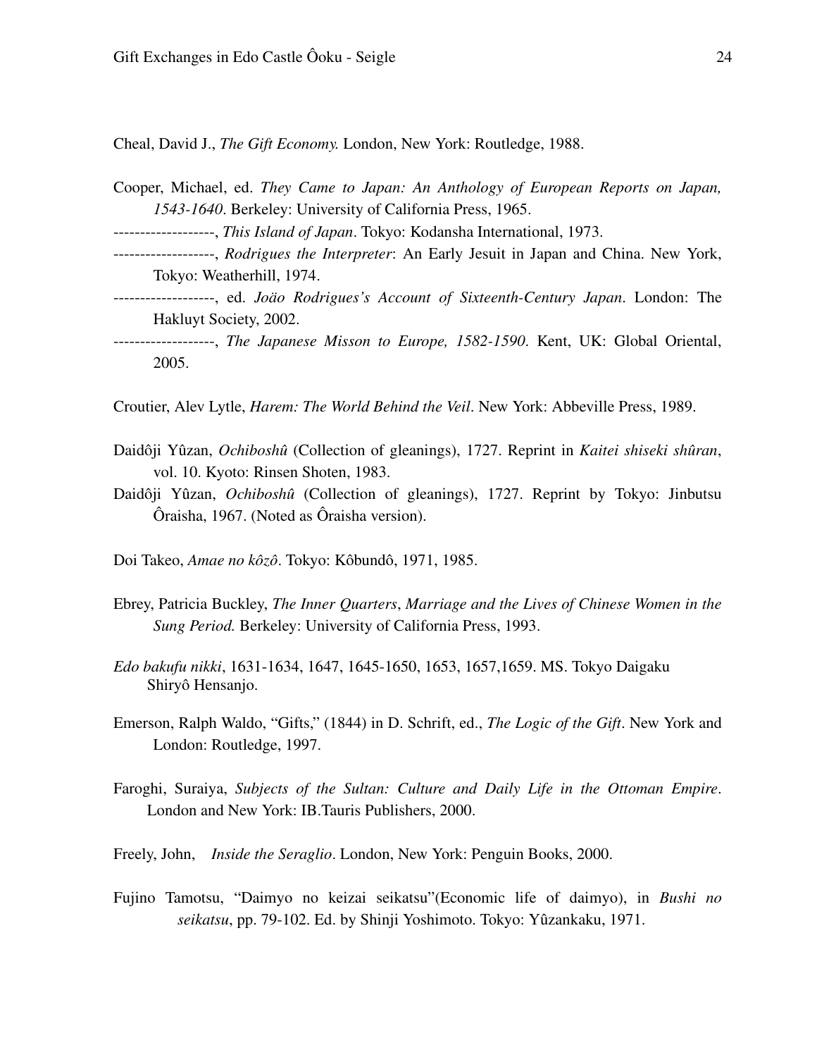Cheal, David J., *The Gift Economy.* London, New York: Routledge, 1988.

Cooper, Michael, ed. *They Came to Japan: An Anthology of European Reports on Japan, 1543-1640*. Berkeley: University of California Press, 1965.

-------------------, *This Island of Japan*. Tokyo: Kodansha International, 1973.

-------------------, *Rodrigues the Interpreter*: An Early Jesuit in Japan and China. New York, Tokyo: Weatherhill, 1974.

-------------------, ed. *Joäo Rodrigues's Account of Sixteenth-Century Japan*. London: The Hakluyt Society, 2002.

-------------------, *The Japanese Misson to Europe, 1582-1590*. Kent, UK: Global Oriental, 2005.

Croutier, Alev Lytle, *Harem: The World Behind the Veil*. New York: Abbeville Press, 1989.

Daidôji Yûzan, *Ochiboshû* (Collection of gleanings), 1727. Reprint in *Kaitei shiseki shûran*, vol. 10. Kyoto: Rinsen Shoten, 1983.

Daidôji Yûzan, *Ochiboshû* (Collection of gleanings), 1727. Reprint by Tokyo: Jinbutsu Ôraisha, 1967. (Noted as Ôraisha version).

Doi Takeo, *Amae no kôzô*. Tokyo: Kôbundô, 1971, 1985.

Ebrey, Patricia Buckley, *The Inner Quarters*, *Marriage and the Lives of Chinese Women in the Sung Period.* Berkeley: University of California Press, 1993.

*Edo bakufu nikki*, 1631-1634, 1647, 1645-1650, 1653, 1657,1659. MS. Tokyo Daigaku Shiryô Hensanjo.

Emerson, Ralph Waldo, "Gifts," (1844) in D. Schrift, ed., *The Logic of the Gift*. New York and London: Routledge, 1997.

Faroghi, Suraiya, *Subjects of the Sultan: Culture and Daily Life in the Ottoman Empire*. London and New York: IB.Tauris Publishers, 2000.

Freely, John, *Inside the Seraglio*. London, New York: Penguin Books, 2000.

Fujino Tamotsu, "Daimyo no keizai seikatsu"(Economic life of daimyo), in *Bushi no seikatsu*, pp. 79-102. Ed. by Shinji Yoshimoto. Tokyo: Yûzankaku, 1971.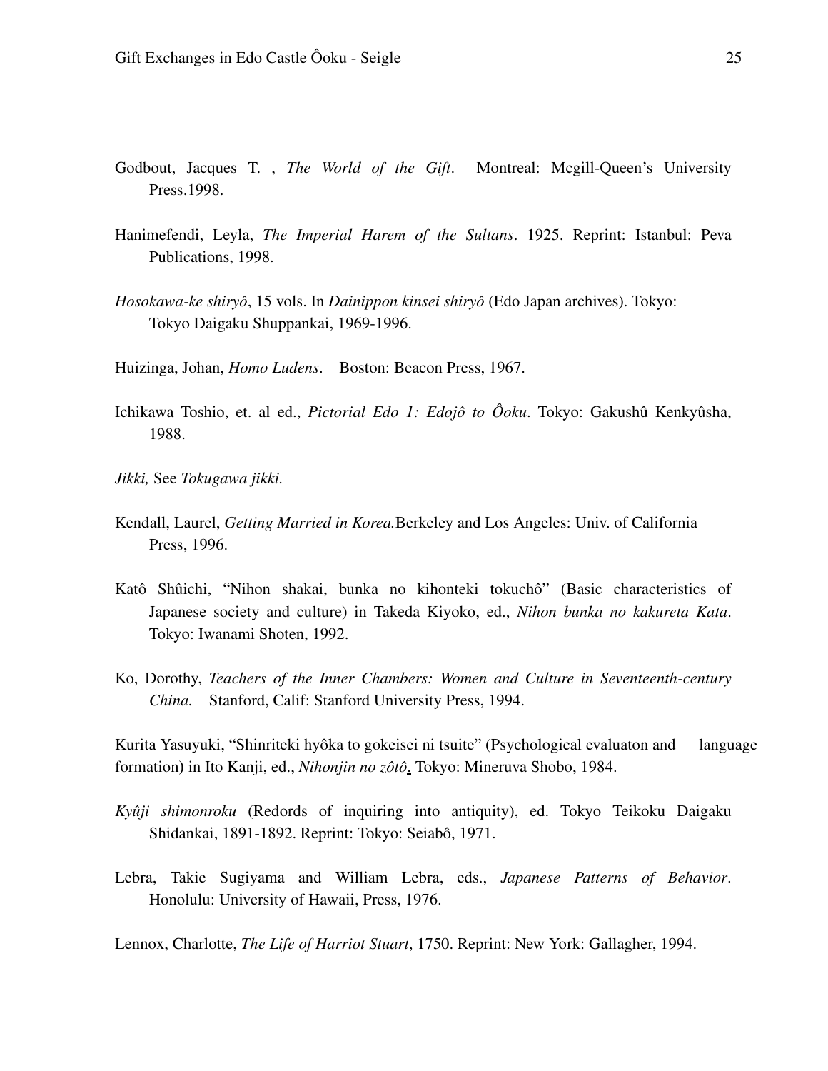Godbout, Jacques T. , *The World of the Gift*. Montreal: Mcgill-Queen's University Press.1998.

Hanimefendi, Leyla, *The Imperial Harem of the Sultans*. 1925. Reprint: Istanbul: Peva Publications, 1998.

*Hosokawa-ke shiryô*, 15 vols. In *Dainippon kinsei shiryô* (Edo Japan archives). Tokyo: Tokyo Daigaku Shuppankai, 1969-1996.

Huizinga, Johan, *Homo Ludens*. Boston: Beacon Press, 1967.

Ichikawa Toshio, et. al ed., *Pictorial Edo 1: Edojô to Ôoku*. Tokyo: Gakushû Kenkyûsha, 1988.

*Jikki,* See *Tokugawa jikki.*

Kendall, Laurel, *Getting Married in Korea.*Berkeley and Los Angeles: Univ. of California Press, 1996.

Katô Shûichi, "Nihon shakai, bunka no kihonteki tokuchô" (Basic characteristics of Japanese society and culture) in Takeda Kiyoko, ed., *Nihon bunka no kakureta Kata*. Tokyo: Iwanami Shoten, 1992.

Ko, Dorothy, *Teachers of the Inner Chambers: Women and Culture in Seventeenth-century China.* Stanford, Calif: Stanford University Press, 1994.

Kurita Yasuyuki, "Shinriteki hyôka to gokeisei ni tsuite" (Psychological evaluaton and language formation) in Ito Kanji, ed., *Nihonjin no zôtô*. Tokyo: Mineruva Shobo, 1984.

*Kyûji shimonroku* (Redords of inquiring into antiquity), ed. Tokyo Teikoku Daigaku Shidankai, 1891-1892. Reprint: Tokyo: Seiabô, 1971.

Lebra, Takie Sugiyama and William Lebra, eds., *Japanese Patterns of Behavior*. Honolulu: University of Hawaii, Press, 1976.

Lennox, Charlotte, *The Life of Harriot Stuart*, 1750. Reprint: New York: Gallagher, 1994.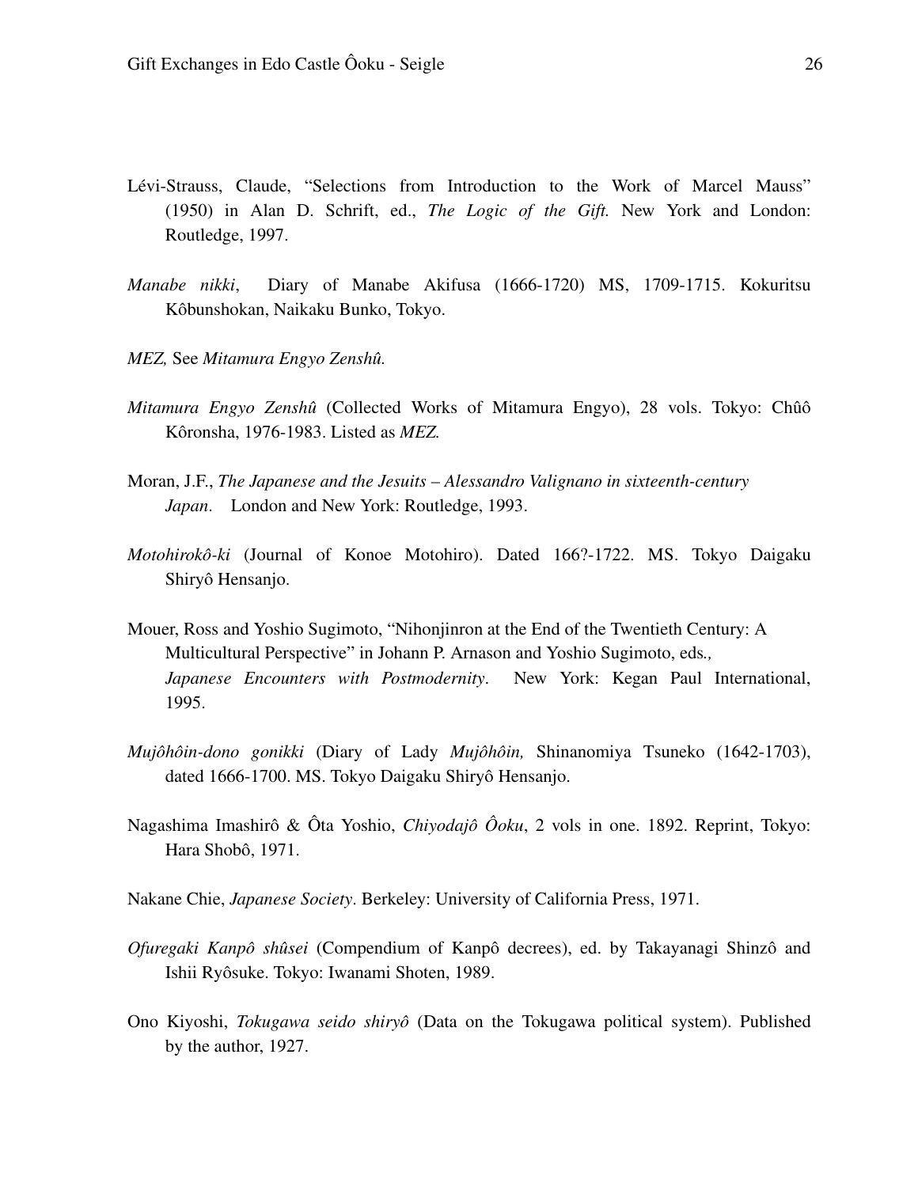Lévi-Strauss, Claude, "Selections from Introduction to the Work of Marcel Mauss" (1950) in Alan D. Schrift, ed., *The Logic of the Gift.* New York and London: Routledge, 1997.

*Manabe nikki*, Diary of Manabe Akifusa (1666-1720) MS, 1709-1715. Kokuritsu Kôbunshokan, Naikaku Bunko, Tokyo.

*MEZ,* See *Mitamura Engyo Zenshû.*

*Mitamura Engyo Zenshû* (Collected Works of Mitamura Engyo), 28 vols. Tokyo: Chûô Kôronsha, 1976-1983. Listed as *MEZ.*

Moran, J.F., *The Japanese and the Jesuits – Alessandro Valignano in sixteenth-century Japan*. London and New York: Routledge, 1993.

*Motohirokô-ki* (Journal of Konoe Motohiro). Dated 166?-1722. MS. Tokyo Daigaku Shiryô Hensanjo.

Mouer, Ross and Yoshio Sugimoto, "Nihonjinron at the End of the Twentieth Century: A Multicultural Perspective" in Johann P. Arnason and Yoshio Sugimoto, eds*., Japanese Encounters with Postmodernity*. New York: Kegan Paul International, 1995.

*Mujôhôin-dono gonikki* (Diary of Lady *Mujôhôin,* Shinanomiya Tsuneko (1642-1703), dated 1666-1700. MS. Tokyo Daigaku Shiryô Hensanjo.

Nagashima Imashirô & Ôta Yoshio, *Chiyodajô Ôoku*, 2 vols in one. 1892. Reprint, Tokyo: Hara Shobô, 1971.

Nakane Chie, *Japanese Society*. Berkeley: University of California Press, 1971.

*Ofuregaki Kanpô shûsei* (Compendium of Kanpô decrees), ed. by Takayanagi Shinzô and Ishii Ryôsuke. Tokyo: Iwanami Shoten, 1989.

Ono Kiyoshi, *Tokugawa seido shiryô* (Data on the Tokugawa political system). Published by the author, 1927.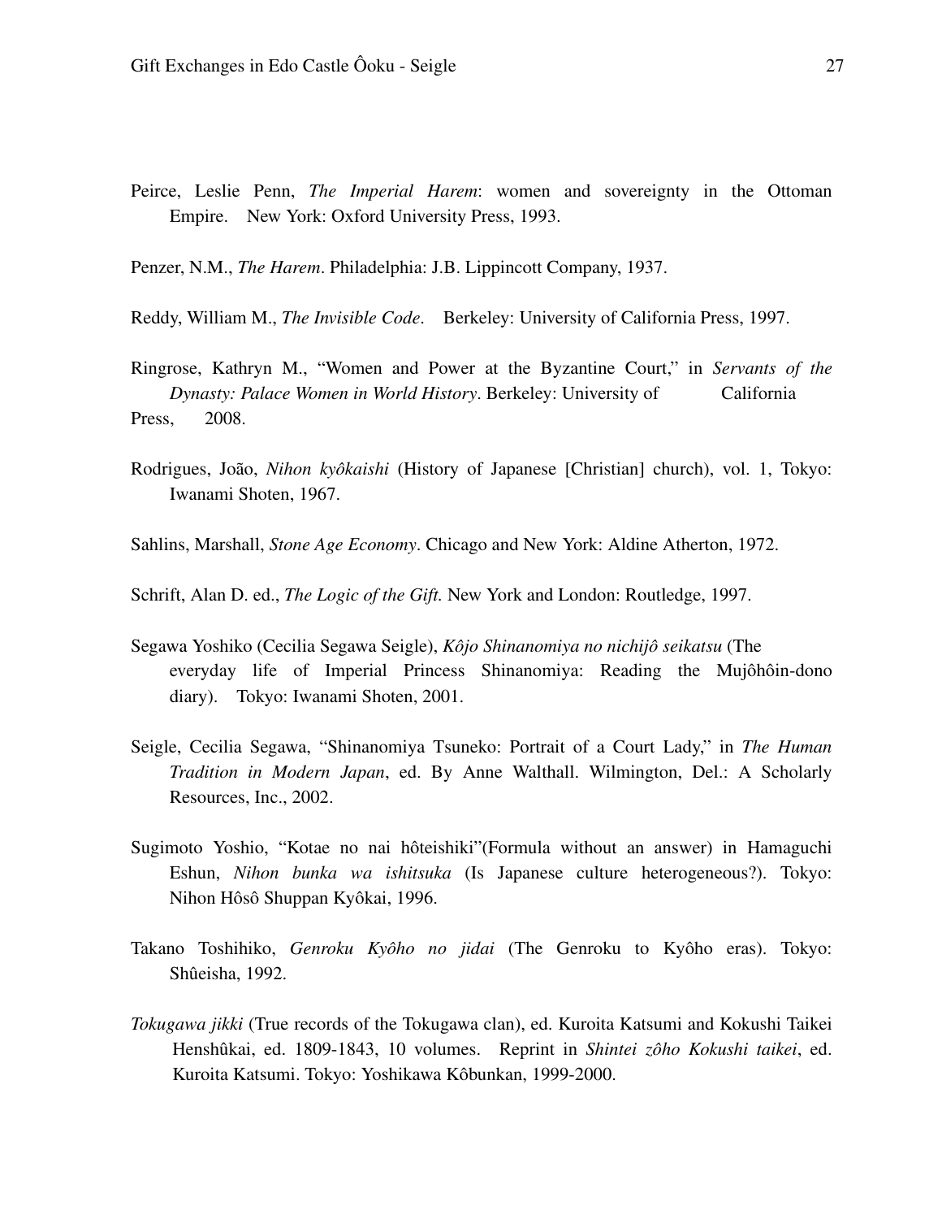Peirce, Leslie Penn, *The Imperial Harem*: women and sovereignty in the Ottoman Empire. New York: Oxford University Press, 1993.

Penzer, N.M., *The Harem*. Philadelphia: J.B. Lippincott Company, 1937.

Reddy, William M., *The Invisible Code*. Berkeley: University of California Press, 1997.

Ringrose, Kathryn M., "Women and Power at the Byzantine Court," in *Servants of the Dynasty: Palace Women in World History*. Berkeley: University of California Press, 2008.

Rodrigues, João, *Nihon kyôkaishi* (History of Japanese [Christian] church), vol. 1, Tokyo: Iwanami Shoten, 1967.

Sahlins, Marshall, *Stone Age Economy*. Chicago and New York: Aldine Atherton, 1972.

Schrift, Alan D. ed., *The Logic of the Gift.* New York and London: Routledge, 1997.

Segawa Yoshiko (Cecilia Segawa Seigle), *Kôjo Shinanomiya no nichijô seikatsu* (The everyday life of Imperial Princess Shinanomiya: Reading the Mujôhôin-dono diary). Tokyo: Iwanami Shoten, 2001.

Seigle, Cecilia Segawa, "Shinanomiya Tsuneko: Portrait of a Court Lady," in *The Human Tradition in Modern Japan*, ed. By Anne Walthall. Wilmington, Del.: A Scholarly Resources, Inc., 2002.

Sugimoto Yoshio, "Kotae no nai hôteishiki"(Formula without an answer) in Hamaguchi Eshun, *Nihon bunka wa ishitsuka* (Is Japanese culture heterogeneous?). Tokyo: Nihon Hôsô Shuppan Kyôkai, 1996.

Takano Toshihiko, *Genroku Kyôho no jidai* (The Genroku to Kyôho eras). Tokyo: Shûeisha, 1992.

*Tokugawa jikki* (True records of the Tokugawa clan), ed. Kuroita Katsumi and Kokushi Taikei Henshûkai, ed. 1809-1843, 10 volumes. Reprint in *Shintei zôho Kokushi taikei*, ed. Kuroita Katsumi. Tokyo: Yoshikawa Kôbunkan, 1999-2000.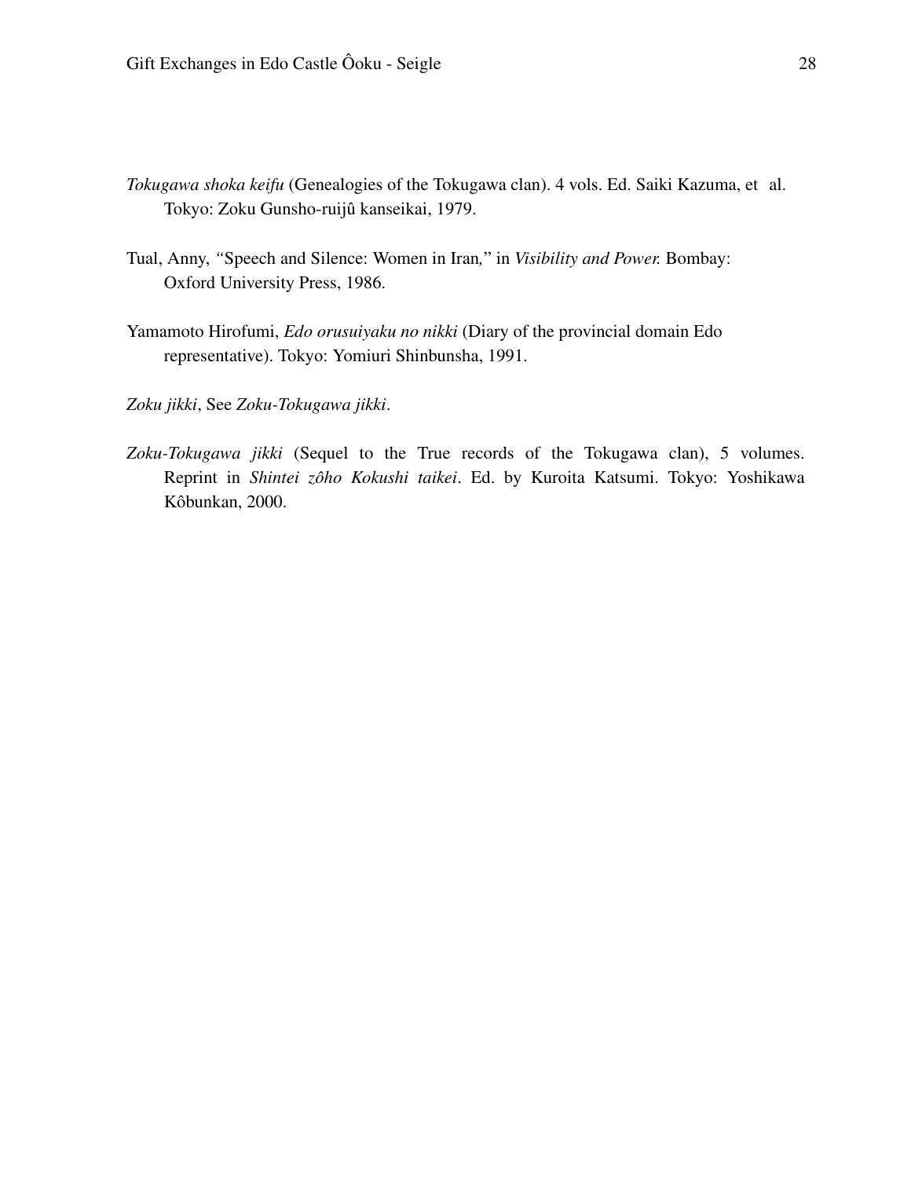*Tokugawa shoka keifu* (Genealogies of the Tokugawa clan). 4 vols. Ed. Saiki Kazuma, et al. Tokyo: Zoku Gunsho-ruijû kanseikai, 1979.

Tual, Anny, "Speech and Silence: Women in Iran," in *Visibility and Power.* Bombay: Oxford University Press, 1986.

Yamamoto Hirofumi, *Edo orusuiyaku no nikki* (Diary of the provincial domain Edo representative). Tokyo: Yomiuri Shinbunsha, 1991.

*Zoku jikki*, See *Zoku-Tokugawa jikki*.

*Zoku-Tokugawa jikki* (Sequel to the True records of the Tokugawa clan), 5 volumes. Reprint in *Shintei zôho Kokushi taikei*. Ed. by Kuroita Katsumi. Tokyo: Yoshikawa Kôbunkan, 2000.